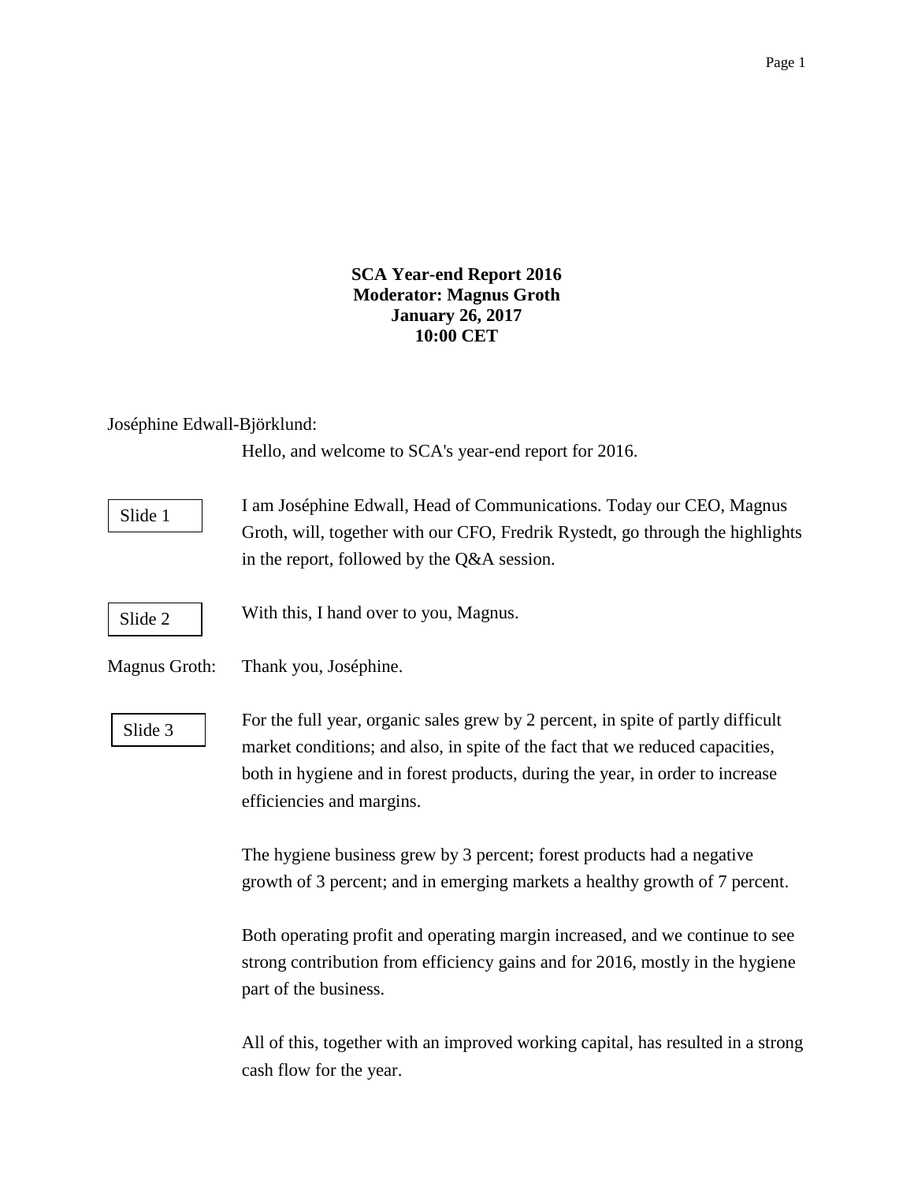**SCA Year-end Report 2016**
**Moderator: Magnus Groth**
**January 26, 2017**
**10:00 CET**

Joséphine Edwall-Björklund:

Hello, and welcome to SCA's year-end report for 2016.

Slide 1

I am Joséphine Edwall, Head of Communications. Today our CEO, Magnus Groth, will, together with our CFO, Fredrik Rystedt, go through the highlights in the report, followed by the Q&A session.

Slide 2

With this, I hand over to you, Magnus.

Magnus Groth: Thank you, Joséphine.

Slide 3

For the full year, organic sales grew by 2 percent, in spite of partly difficult market conditions; and also, in spite of the fact that we reduced capacities, both in hygiene and in forest products, during the year, in order to increase efficiencies and margins.

The hygiene business grew by 3 percent; forest products had a negative growth of 3 percent; and in emerging markets a healthy growth of 7 percent.

Both operating profit and operating margin increased, and we continue to see strong contribution from efficiency gains and for 2016, mostly in the hygiene part of the business.

All of this, together with an improved working capital, has resulted in a strong cash flow for the year.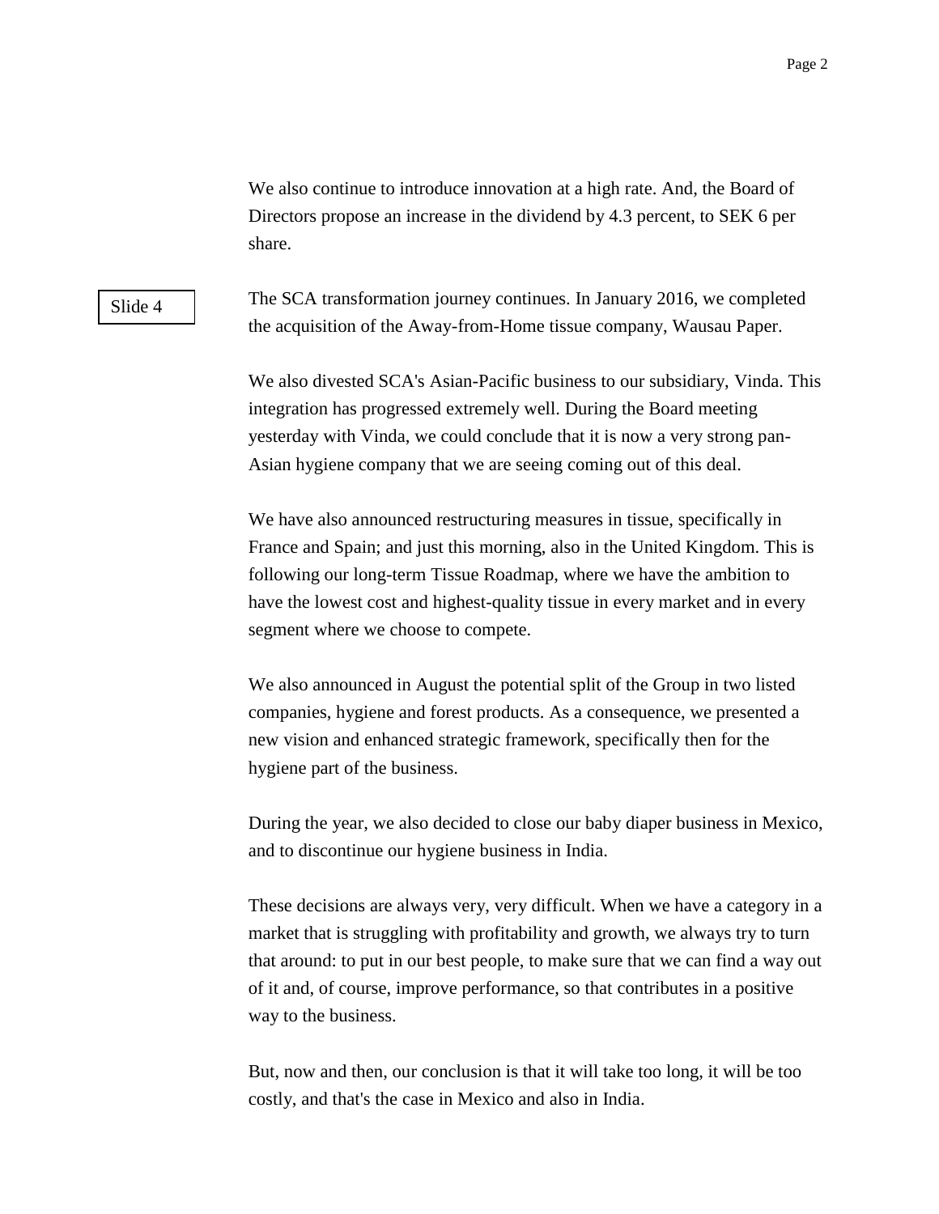We also continue to introduce innovation at a high rate. And, the Board of Directors propose an increase in the dividend by 4.3 percent, to SEK 6 per share.

Slide 4

The SCA transformation journey continues. In January 2016, we completed the acquisition of the Away-from-Home tissue company, Wausau Paper.

We also divested SCA's Asian-Pacific business to our subsidiary, Vinda. This integration has progressed extremely well. During the Board meeting yesterday with Vinda, we could conclude that it is now a very strong pan-Asian hygiene company that we are seeing coming out of this deal.

We have also announced restructuring measures in tissue, specifically in France and Spain; and just this morning, also in the United Kingdom. This is following our long-term Tissue Roadmap, where we have the ambition to have the lowest cost and highest-quality tissue in every market and in every segment where we choose to compete.

We also announced in August the potential split of the Group in two listed companies, hygiene and forest products. As a consequence, we presented a new vision and enhanced strategic framework, specifically then for the hygiene part of the business.

During the year, we also decided to close our baby diaper business in Mexico, and to discontinue our hygiene business in India.

These decisions are always very, very difficult. When we have a category in a market that is struggling with profitability and growth, we always try to turn that around: to put in our best people, to make sure that we can find a way out of it and, of course, improve performance, so that contributes in a positive way to the business.

But, now and then, our conclusion is that it will take too long, it will be too costly, and that's the case in Mexico and also in India.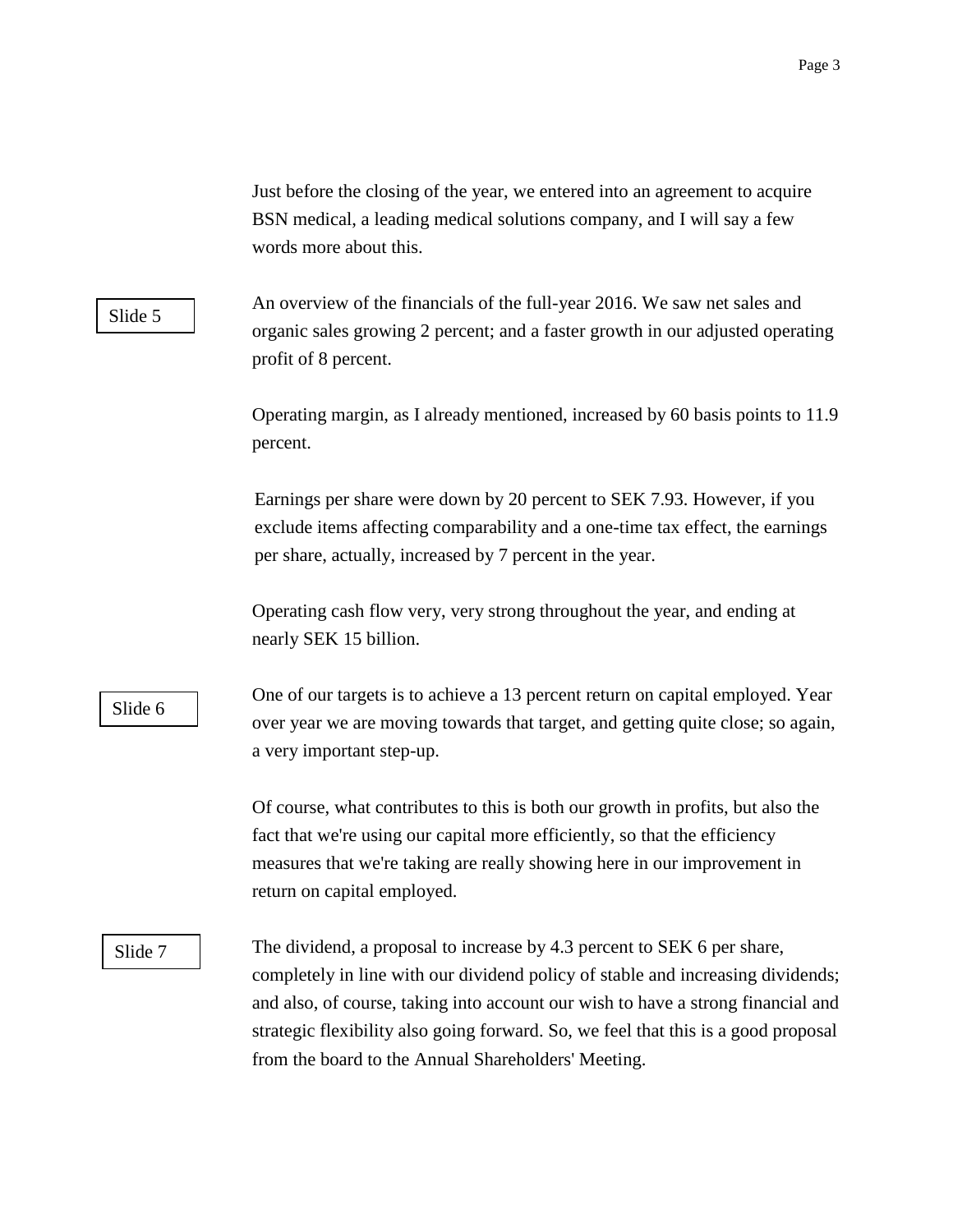Just before the closing of the year, we entered into an agreement to acquire BSN medical, a leading medical solutions company, and I will say a few words more about this.

Slide 5

An overview of the financials of the full-year 2016. We saw net sales and organic sales growing 2 percent; and a faster growth in our adjusted operating profit of 8 percent.

Operating margin, as I already mentioned, increased by 60 basis points to 11.9 percent.

Earnings per share were down by 20 percent to SEK 7.93. However, if you exclude items affecting comparability and a one-time tax effect, the earnings per share, actually, increased by 7 percent in the year.

Operating cash flow very, very strong throughout the year, and ending at nearly SEK 15 billion.

Slide 6

One of our targets is to achieve a 13 percent return on capital employed. Year over year we are moving towards that target, and getting quite close; so again, a very important step-up.

Of course, what contributes to this is both our growth in profits, but also the fact that we're using our capital more efficiently, so that the efficiency measures that we're taking are really showing here in our improvement in return on capital employed.

Slide 7

The dividend, a proposal to increase by 4.3 percent to SEK 6 per share, completely in line with our dividend policy of stable and increasing dividends; and also, of course, taking into account our wish to have a strong financial and strategic flexibility also going forward. So, we feel that this is a good proposal from the board to the Annual Shareholders' Meeting.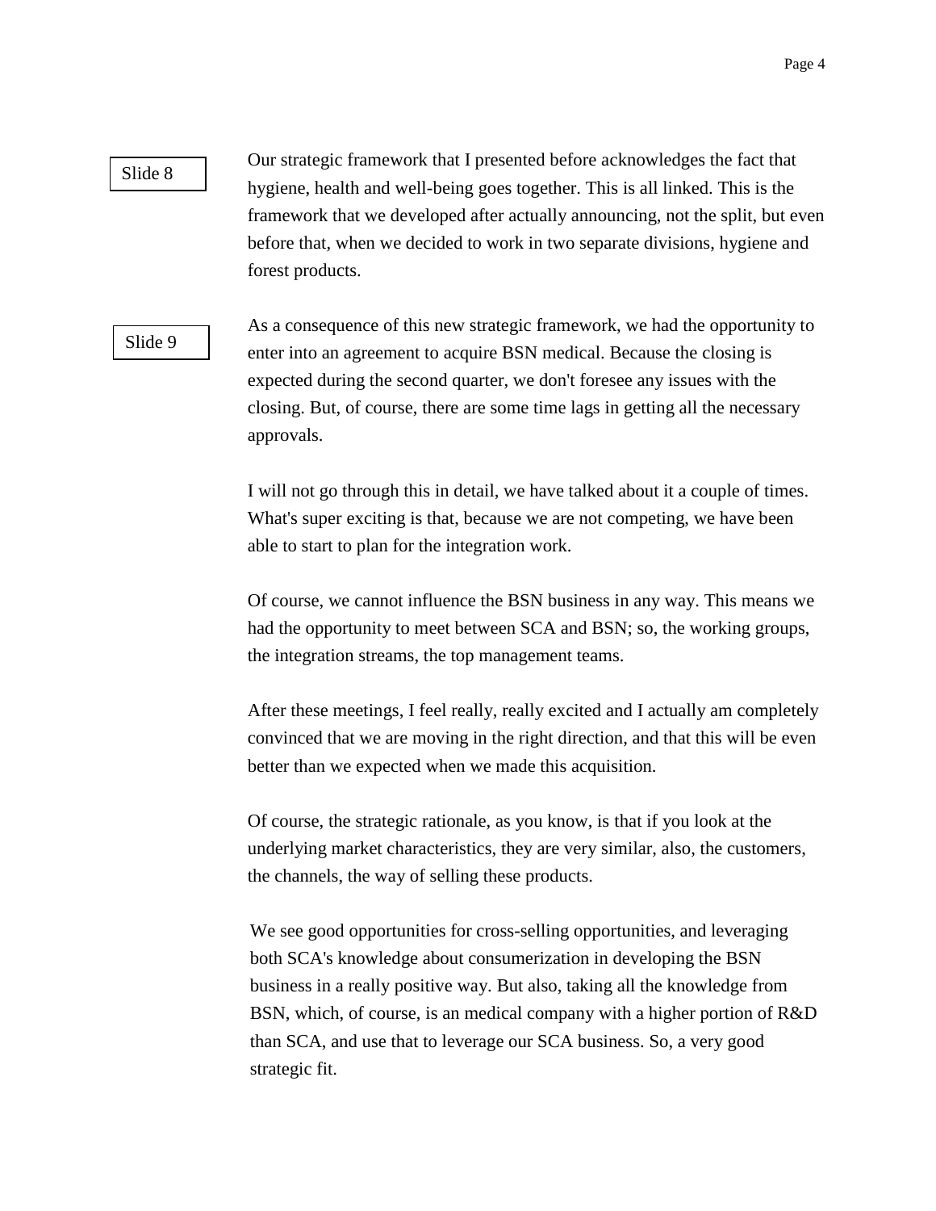Slide 8

Our strategic framework that I presented before acknowledges the fact that hygiene, health and well-being goes together. This is all linked. This is the framework that we developed after actually announcing, not the split, but even before that, when we decided to work in two separate divisions, hygiene and forest products.

Slide 9

As a consequence of this new strategic framework, we had the opportunity to enter into an agreement to acquire BSN medical. Because the closing is expected during the second quarter, we don't foresee any issues with the closing. But, of course, there are some time lags in getting all the necessary approvals.

I will not go through this in detail, we have talked about it a couple of times. What's super exciting is that, because we are not competing, we have been able to start to plan for the integration work.

Of course, we cannot influence the BSN business in any way. This means we had the opportunity to meet between SCA and BSN; so, the working groups, the integration streams, the top management teams.

After these meetings, I feel really, really excited and I actually am completely convinced that we are moving in the right direction, and that this will be even better than we expected when we made this acquisition.

Of course, the strategic rationale, as you know, is that if you look at the underlying market characteristics, they are very similar, also, the customers, the channels, the way of selling these products.

We see good opportunities for cross-selling opportunities, and leveraging both SCA's knowledge about consumerization in developing the BSN business in a really positive way. But also, taking all the knowledge from BSN, which, of course, is an medical company with a higher portion of R&D than SCA, and use that to leverage our SCA business. So, a very good strategic fit.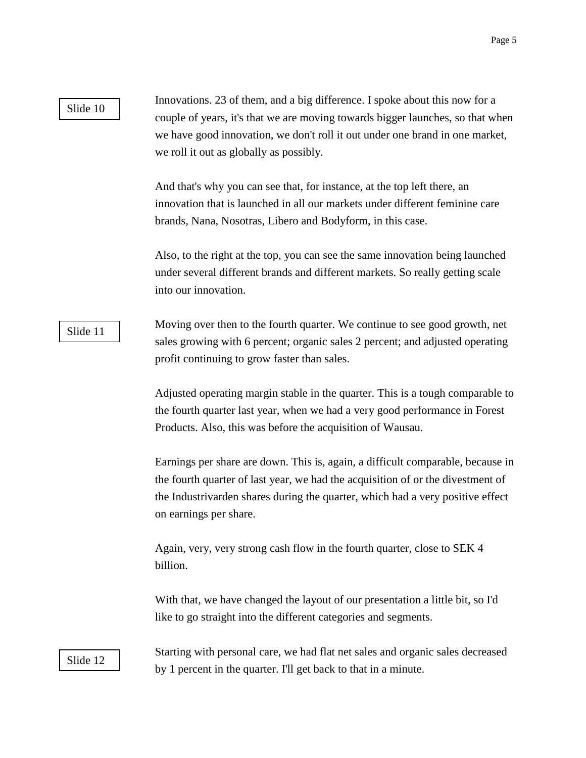Slide 10

Innovations. 23 of them, and a big difference. I spoke about this now for a couple of years, it's that we are moving towards bigger launches, so that when we have good innovation, we don't roll it out under one brand in one market, we roll it out as globally as possibly.

And that's why you can see that, for instance, at the top left there, an innovation that is launched in all our markets under different feminine care brands, Nana, Nosotras, Libero and Bodyform, in this case.

Also, to the right at the top, you can see the same innovation being launched under several different brands and different markets. So really getting scale into our innovation.

Slide 11

Moving over then to the fourth quarter. We continue to see good growth, net sales growing with 6 percent; organic sales 2 percent; and adjusted operating profit continuing to grow faster than sales.

Adjusted operating margin stable in the quarter. This is a tough comparable to the fourth quarter last year, when we had a very good performance in Forest Products. Also, this was before the acquisition of Wausau.

Earnings per share are down. This is, again, a difficult comparable, because in the fourth quarter of last year, we had the acquisition of or the divestment of the Industrivarden shares during the quarter, which had a very positive effect on earnings per share.

Again, very, very strong cash flow in the fourth quarter, close to SEK 4 billion.

With that, we have changed the layout of our presentation a little bit, so I'd like to go straight into the different categories and segments.

Slide 12

Starting with personal care, we had flat net sales and organic sales decreased by 1 percent in the quarter. I'll get back to that in a minute.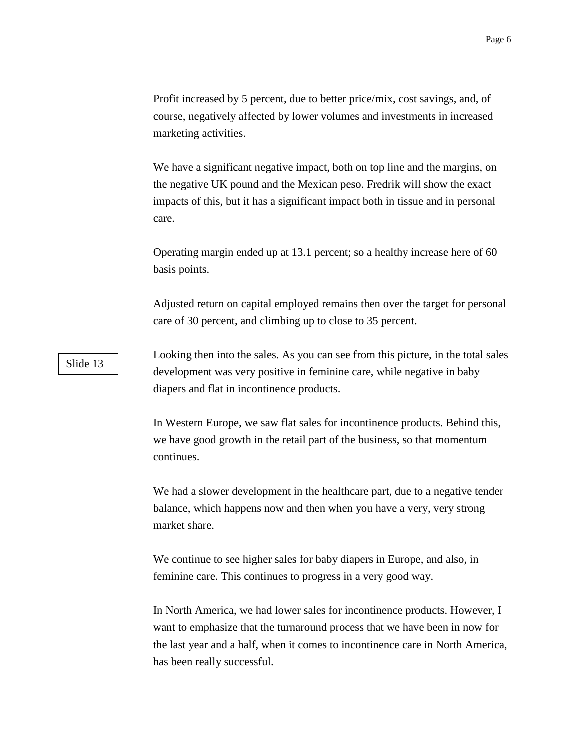Profit increased by 5 percent, due to better price/mix, cost savings, and, of course, negatively affected by lower volumes and investments in increased marketing activities.

We have a significant negative impact, both on top line and the margins, on the negative UK pound and the Mexican peso. Fredrik will show the exact impacts of this, but it has a significant impact both in tissue and in personal care.

Operating margin ended up at 13.1 percent; so a healthy increase here of 60 basis points.

Adjusted return on capital employed remains then over the target for personal care of 30 percent, and climbing up to close to 35 percent.

Slide 13

Looking then into the sales. As you can see from this picture, in the total sales development was very positive in feminine care, while negative in baby diapers and flat in incontinence products.

In Western Europe, we saw flat sales for incontinence products. Behind this, we have good growth in the retail part of the business, so that momentum continues.

We had a slower development in the healthcare part, due to a negative tender balance, which happens now and then when you have a very, very strong market share.

We continue to see higher sales for baby diapers in Europe, and also, in feminine care. This continues to progress in a very good way.

In North America, we had lower sales for incontinence products. However, I want to emphasize that the turnaround process that we have been in now for the last year and a half, when it comes to incontinence care in North America, has been really successful.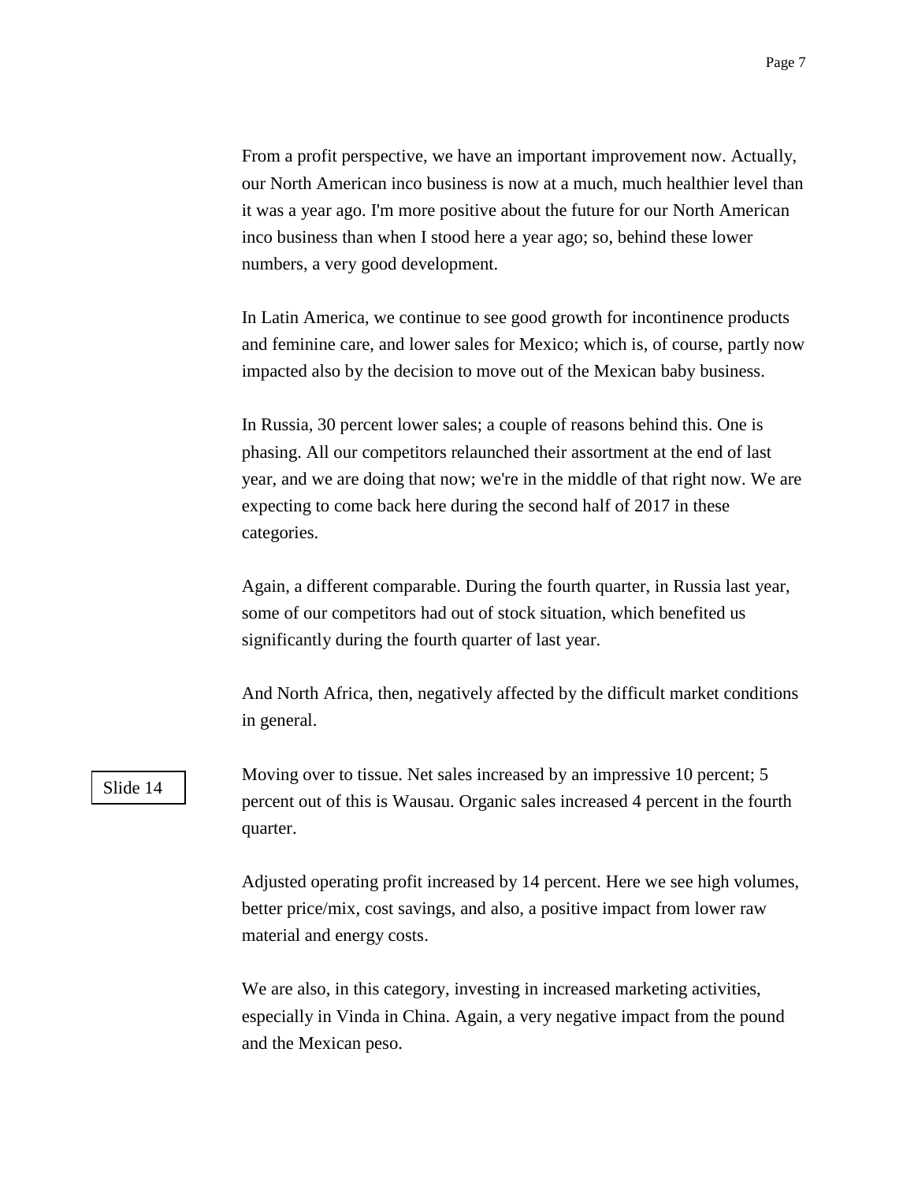From a profit perspective, we have an important improvement now. Actually, our North American inco business is now at a much, much healthier level than it was a year ago. I'm more positive about the future for our North American inco business than when I stood here a year ago; so, behind these lower numbers, a very good development.

In Latin America, we continue to see good growth for incontinence products and feminine care, and lower sales for Mexico; which is, of course, partly now impacted also by the decision to move out of the Mexican baby business.

In Russia, 30 percent lower sales; a couple of reasons behind this. One is phasing. All our competitors relaunched their assortment at the end of last year, and we are doing that now; we're in the middle of that right now. We are expecting to come back here during the second half of 2017 in these categories.

Again, a different comparable. During the fourth quarter, in Russia last year, some of our competitors had out of stock situation, which benefited us significantly during the fourth quarter of last year.

And North Africa, then, negatively affected by the difficult market conditions in general.

Slide 14

Moving over to tissue. Net sales increased by an impressive 10 percent; 5 percent out of this is Wausau. Organic sales increased 4 percent in the fourth quarter.

Adjusted operating profit increased by 14 percent. Here we see high volumes, better price/mix, cost savings, and also, a positive impact from lower raw material and energy costs.

We are also, in this category, investing in increased marketing activities, especially in Vinda in China. Again, a very negative impact from the pound and the Mexican peso.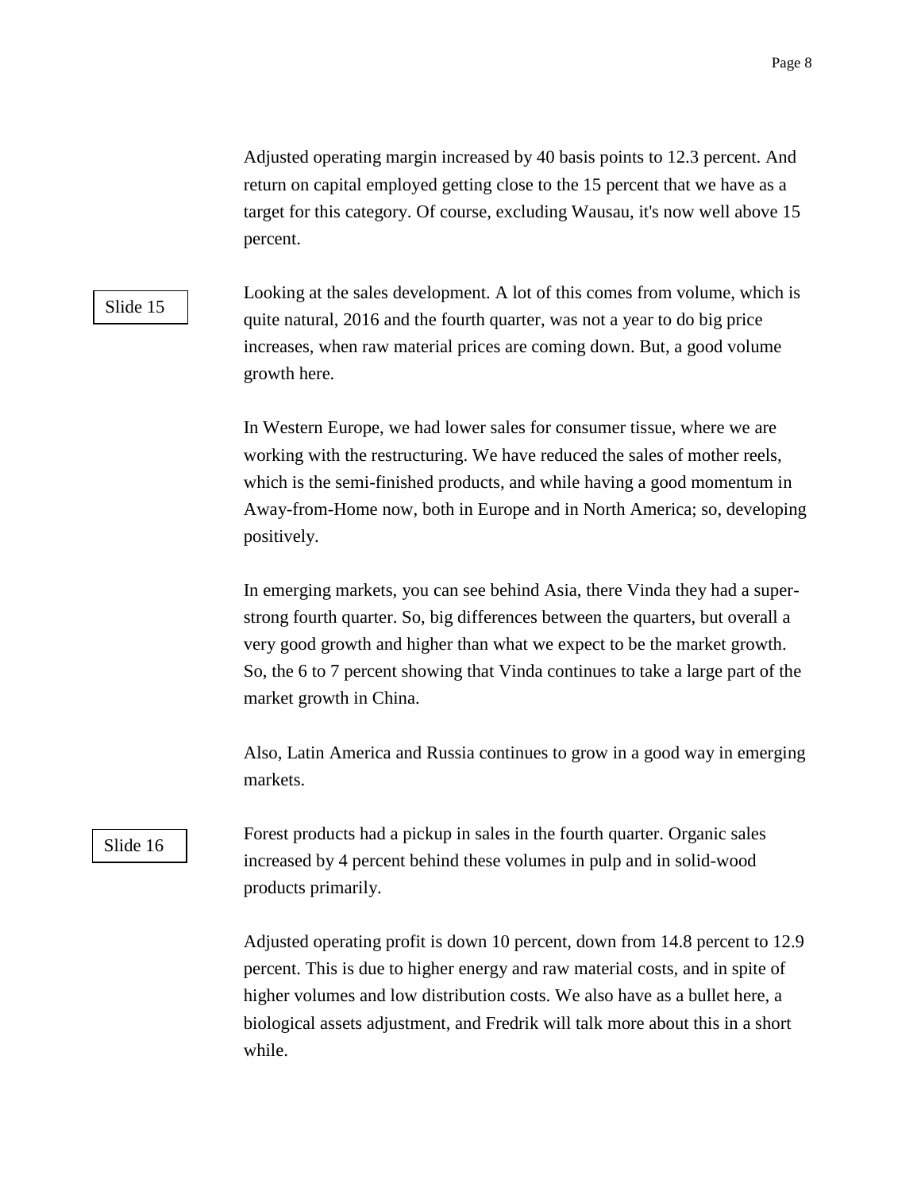Adjusted operating margin increased by 40 basis points to 12.3 percent. And return on capital employed getting close to the 15 percent that we have as a target for this category. Of course, excluding Wausau, it's now well above 15 percent.

Slide 15

Looking at the sales development. A lot of this comes from volume, which is quite natural, 2016 and the fourth quarter, was not a year to do big price increases, when raw material prices are coming down. But, a good volume growth here.

In Western Europe, we had lower sales for consumer tissue, where we are working with the restructuring. We have reduced the sales of mother reels, which is the semi-finished products, and while having a good momentum in Away-from-Home now, both in Europe and in North America; so, developing positively.

In emerging markets, you can see behind Asia, there Vinda they had a super-strong fourth quarter. So, big differences between the quarters, but overall a very good growth and higher than what we expect to be the market growth. So, the 6 to 7 percent showing that Vinda continues to take a large part of the market growth in China.

Also, Latin America and Russia continues to grow in a good way in emerging markets.

Slide 16

Forest products had a pickup in sales in the fourth quarter. Organic sales increased by 4 percent behind these volumes in pulp and in solid-wood products primarily.

Adjusted operating profit is down 10 percent, down from 14.8 percent to 12.9 percent. This is due to higher energy and raw material costs, and in spite of higher volumes and low distribution costs. We also have as a bullet here, a biological assets adjustment, and Fredrik will talk more about this in a short while.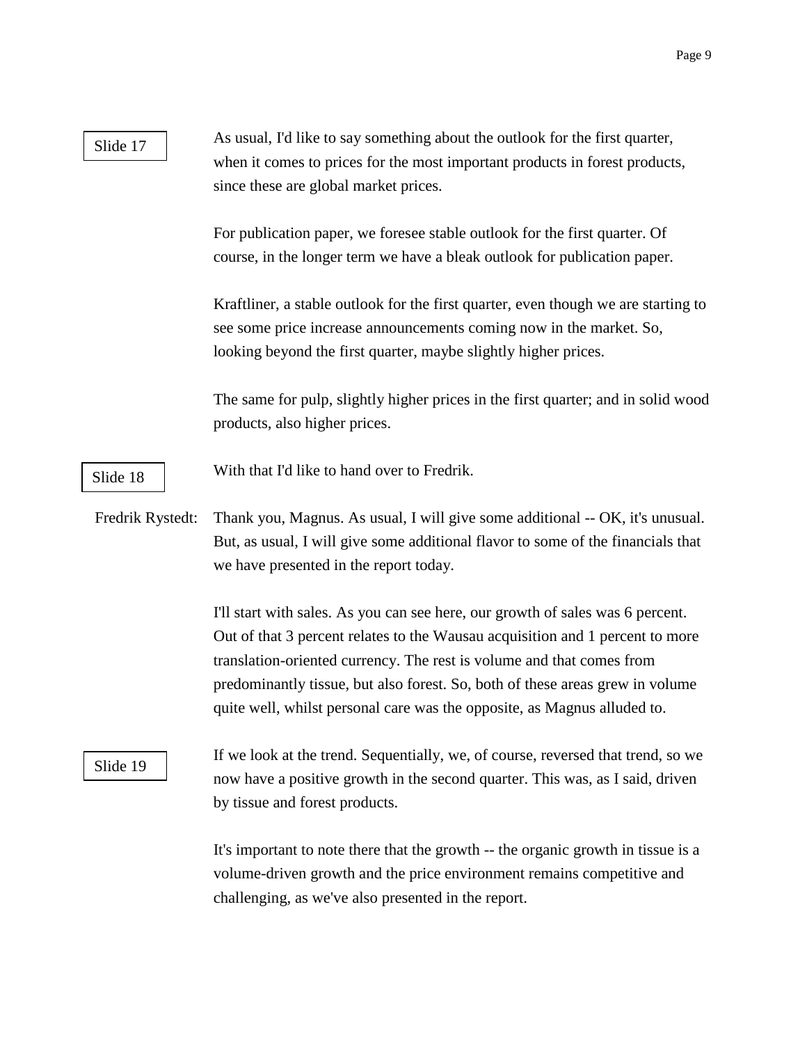Slide 17

As usual, I'd like to say something about the outlook for the first quarter, when it comes to prices for the most important products in forest products, since these are global market prices.

For publication paper, we foresee stable outlook for the first quarter. Of course, in the longer term we have a bleak outlook for publication paper.

Kraftliner, a stable outlook for the first quarter, even though we are starting to see some price increase announcements coming now in the market. So, looking beyond the first quarter, maybe slightly higher prices.

The same for pulp, slightly higher prices in the first quarter; and in solid wood products, also higher prices.

Slide 18

With that I'd like to hand over to Fredrik.

Fredrik Rystedt: Thank you, Magnus. As usual, I will give some additional -- OK, it's unusual. But, as usual, I will give some additional flavor to some of the financials that we have presented in the report today.

I'll start with sales. As you can see here, our growth of sales was 6 percent. Out of that 3 percent relates to the Wausau acquisition and 1 percent to more translation-oriented currency. The rest is volume and that comes from predominantly tissue, but also forest. So, both of these areas grew in volume quite well, whilst personal care was the opposite, as Magnus alluded to.

Slide 19

If we look at the trend. Sequentially, we, of course, reversed that trend, so we now have a positive growth in the second quarter. This was, as I said, driven by tissue and forest products.

It's important to note there that the growth -- the organic growth in tissue is a volume-driven growth and the price environment remains competitive and challenging, as we've also presented in the report.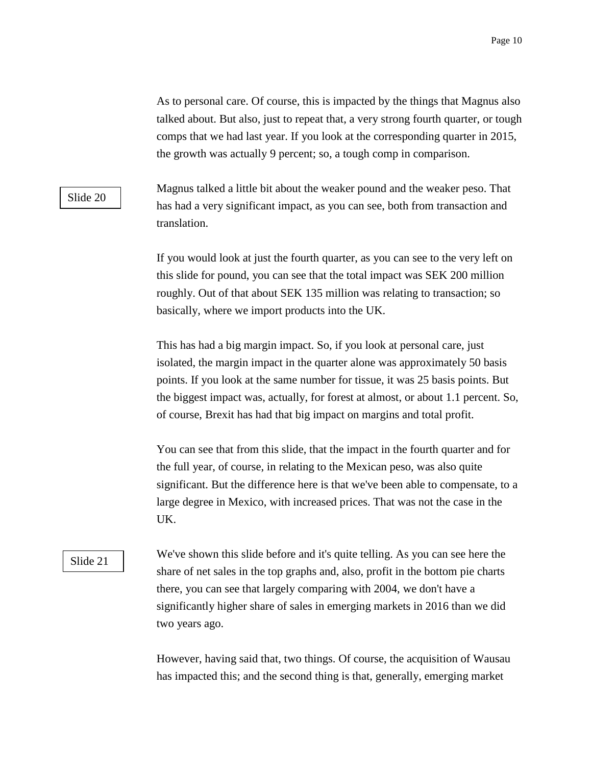As to personal care. Of course, this is impacted by the things that Magnus also talked about. But also, just to repeat that, a very strong fourth quarter, or tough comps that we had last year. If you look at the corresponding quarter in 2015, the growth was actually 9 percent; so, a tough comp in comparison.

Slide 20

Magnus talked a little bit about the weaker pound and the weaker peso. That has had a very significant impact, as you can see, both from transaction and translation.

If you would look at just the fourth quarter, as you can see to the very left on this slide for pound, you can see that the total impact was SEK 200 million roughly. Out of that about SEK 135 million was relating to transaction; so basically, where we import products into the UK.

This has had a big margin impact. So, if you look at personal care, just isolated, the margin impact in the quarter alone was approximately 50 basis points. If you look at the same number for tissue, it was 25 basis points. But the biggest impact was, actually, for forest at almost, or about 1.1 percent. So, of course, Brexit has had that big impact on margins and total profit.

You can see that from this slide, that the impact in the fourth quarter and for the full year, of course, in relating to the Mexican peso, was also quite significant. But the difference here is that we've been able to compensate, to a large degree in Mexico, with increased prices. That was not the case in the UK.

Slide 21

We've shown this slide before and it's quite telling. As you can see here the share of net sales in the top graphs and, also, profit in the bottom pie charts there, you can see that largely comparing with 2004, we don't have a significantly higher share of sales in emerging markets in 2016 than we did two years ago.

However, having said that, two things. Of course, the acquisition of Wausau has impacted this; and the second thing is that, generally, emerging market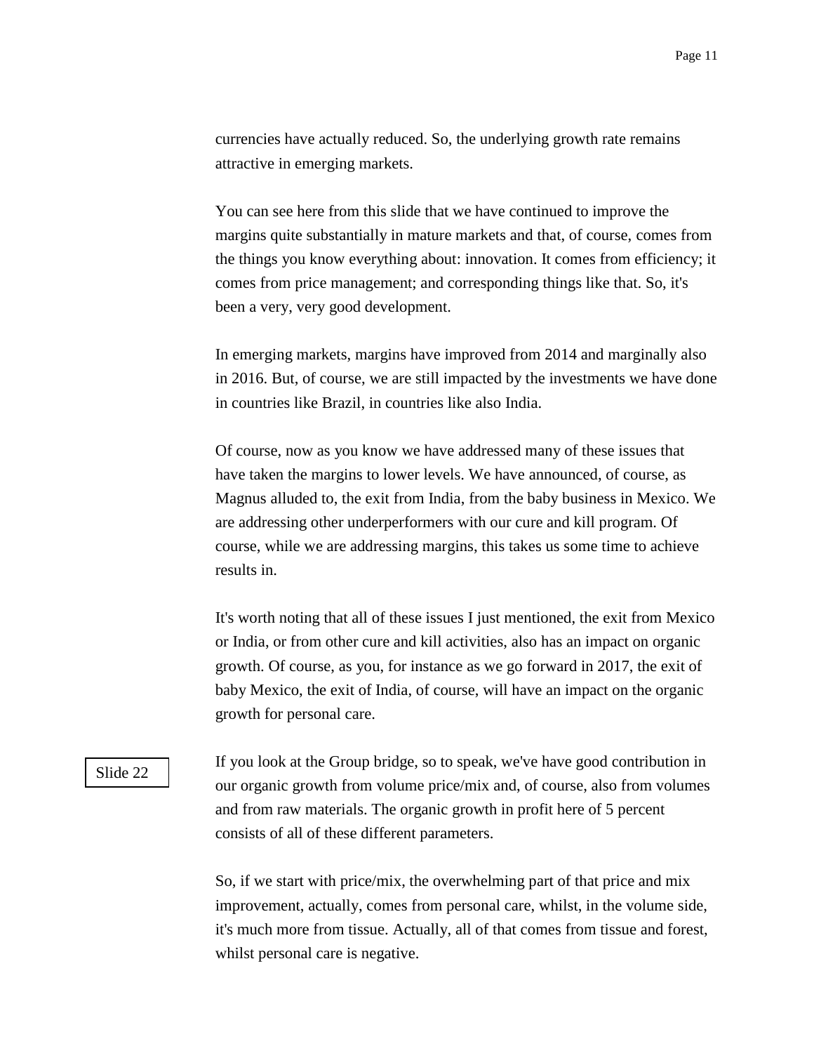currencies have actually reduced. So, the underlying growth rate remains attractive in emerging markets.

You can see here from this slide that we have continued to improve the margins quite substantially in mature markets and that, of course, comes from the things you know everything about: innovation. It comes from efficiency; it comes from price management; and corresponding things like that. So, it's been a very, very good development.

In emerging markets, margins have improved from 2014 and marginally also in 2016. But, of course, we are still impacted by the investments we have done in countries like Brazil, in countries like also India.

Of course, now as you know we have addressed many of these issues that have taken the margins to lower levels. We have announced, of course, as Magnus alluded to, the exit from India, from the baby business in Mexico. We are addressing other underperformers with our cure and kill program. Of course, while we are addressing margins, this takes us some time to achieve results in.

It's worth noting that all of these issues I just mentioned, the exit from Mexico or India, or from other cure and kill activities, also has an impact on organic growth. Of course, as you, for instance as we go forward in 2017, the exit of baby Mexico, the exit of India, of course, will have an impact on the organic growth for personal care.

Slide 22

If you look at the Group bridge, so to speak, we've have good contribution in our organic growth from volume price/mix and, of course, also from volumes and from raw materials. The organic growth in profit here of 5 percent consists of all of these different parameters.

So, if we start with price/mix, the overwhelming part of that price and mix improvement, actually, comes from personal care, whilst, in the volume side, it's much more from tissue. Actually, all of that comes from tissue and forest, whilst personal care is negative.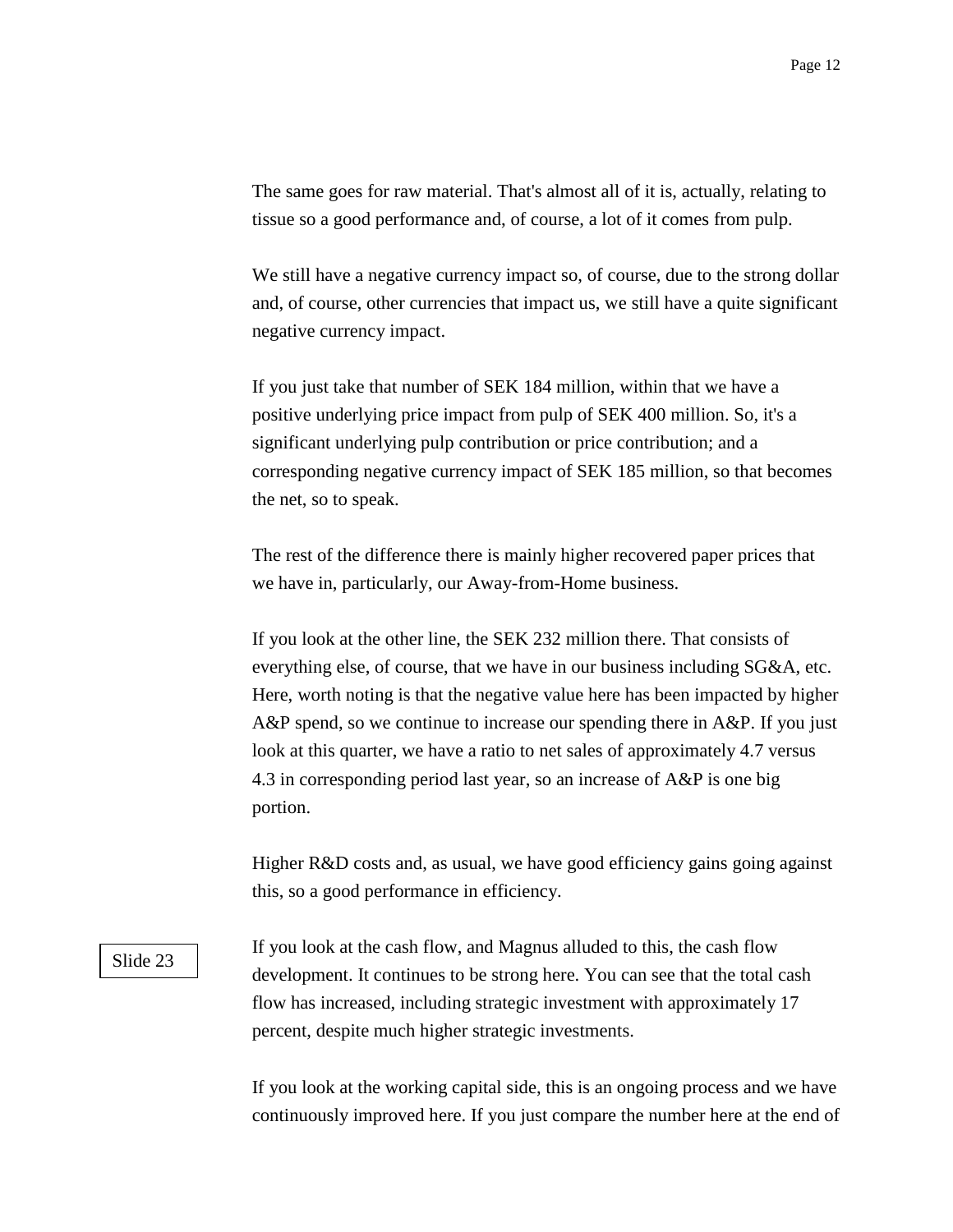The same goes for raw material. That's almost all of it is, actually, relating to tissue so a good performance and, of course, a lot of it comes from pulp.

We still have a negative currency impact so, of course, due to the strong dollar and, of course, other currencies that impact us, we still have a quite significant negative currency impact.

If you just take that number of SEK 184 million, within that we have a positive underlying price impact from pulp of SEK 400 million. So, it's a significant underlying pulp contribution or price contribution; and a corresponding negative currency impact of SEK 185 million, so that becomes the net, so to speak.

The rest of the difference there is mainly higher recovered paper prices that we have in, particularly, our Away-from-Home business.

If you look at the other line, the SEK 232 million there. That consists of everything else, of course, that we have in our business including SG&A, etc. Here, worth noting is that the negative value here has been impacted by higher A&P spend, so we continue to increase our spending there in A&P. If you just look at this quarter, we have a ratio to net sales of approximately 4.7 versus 4.3 in corresponding period last year, so an increase of A&P is one big portion.

Higher R&D costs and, as usual, we have good efficiency gains going against this, so a good performance in efficiency.

Slide 23

If you look at the cash flow, and Magnus alluded to this, the cash flow development. It continues to be strong here. You can see that the total cash flow has increased, including strategic investment with approximately 17 percent, despite much higher strategic investments.

If you look at the working capital side, this is an ongoing process and we have continuously improved here. If you just compare the number here at the end of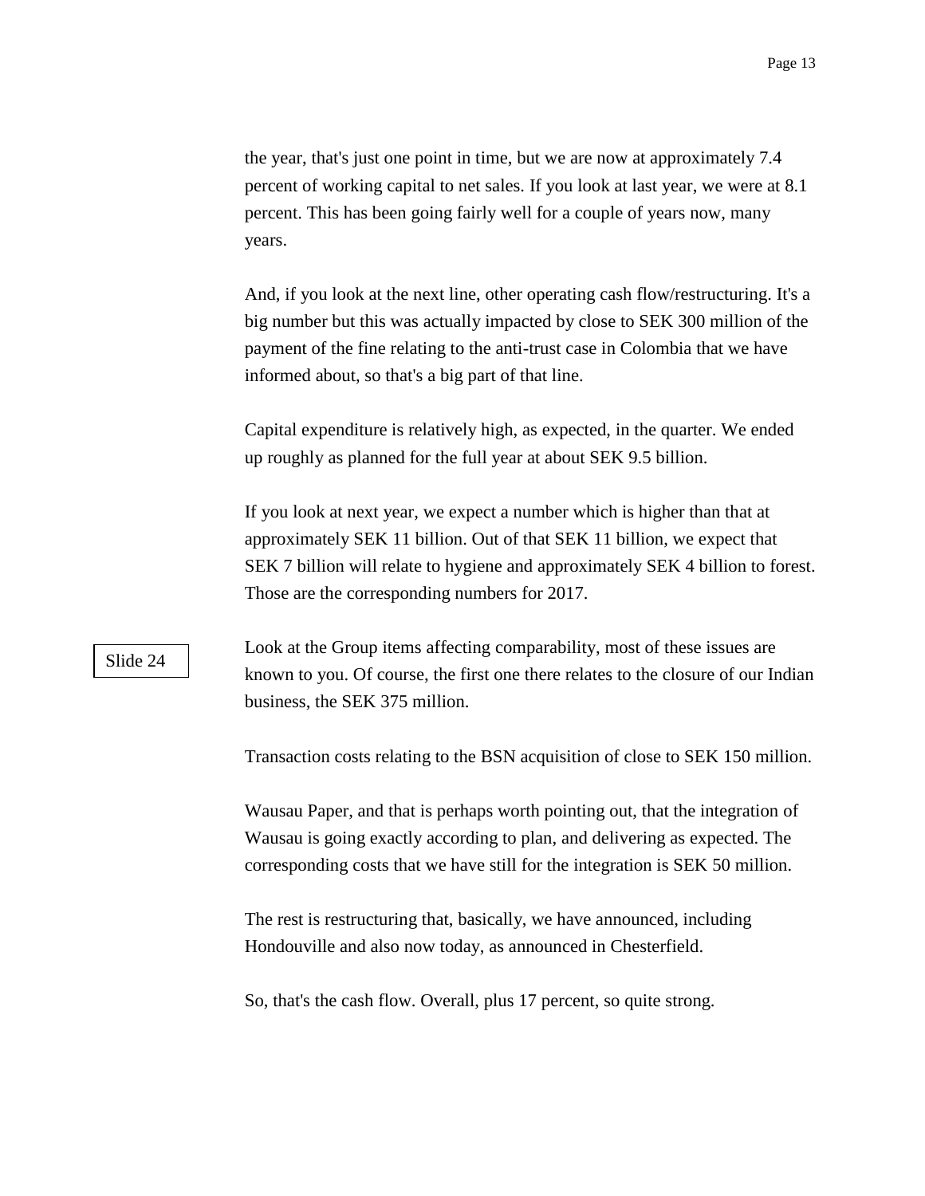the year, that's just one point in time, but we are now at approximately 7.4 percent of working capital to net sales. If you look at last year, we were at 8.1 percent. This has been going fairly well for a couple of years now, many years.

And, if you look at the next line, other operating cash flow/restructuring. It's a big number but this was actually impacted by close to SEK 300 million of the payment of the fine relating to the anti-trust case in Colombia that we have informed about, so that's a big part of that line.

Capital expenditure is relatively high, as expected, in the quarter. We ended up roughly as planned for the full year at about SEK 9.5 billion.

If you look at next year, we expect a number which is higher than that at approximately SEK 11 billion. Out of that SEK 11 billion, we expect that SEK 7 billion will relate to hygiene and approximately SEK 4 billion to forest. Those are the corresponding numbers for 2017.

Slide 24

Look at the Group items affecting comparability, most of these issues are known to you. Of course, the first one there relates to the closure of our Indian business, the SEK 375 million.

Transaction costs relating to the BSN acquisition of close to SEK 150 million.

Wausau Paper, and that is perhaps worth pointing out, that the integration of Wausau is going exactly according to plan, and delivering as expected. The corresponding costs that we have still for the integration is SEK 50 million.

The rest is restructuring that, basically, we have announced, including Hondouville and also now today, as announced in Chesterfield.

So, that's the cash flow. Overall, plus 17 percent, so quite strong.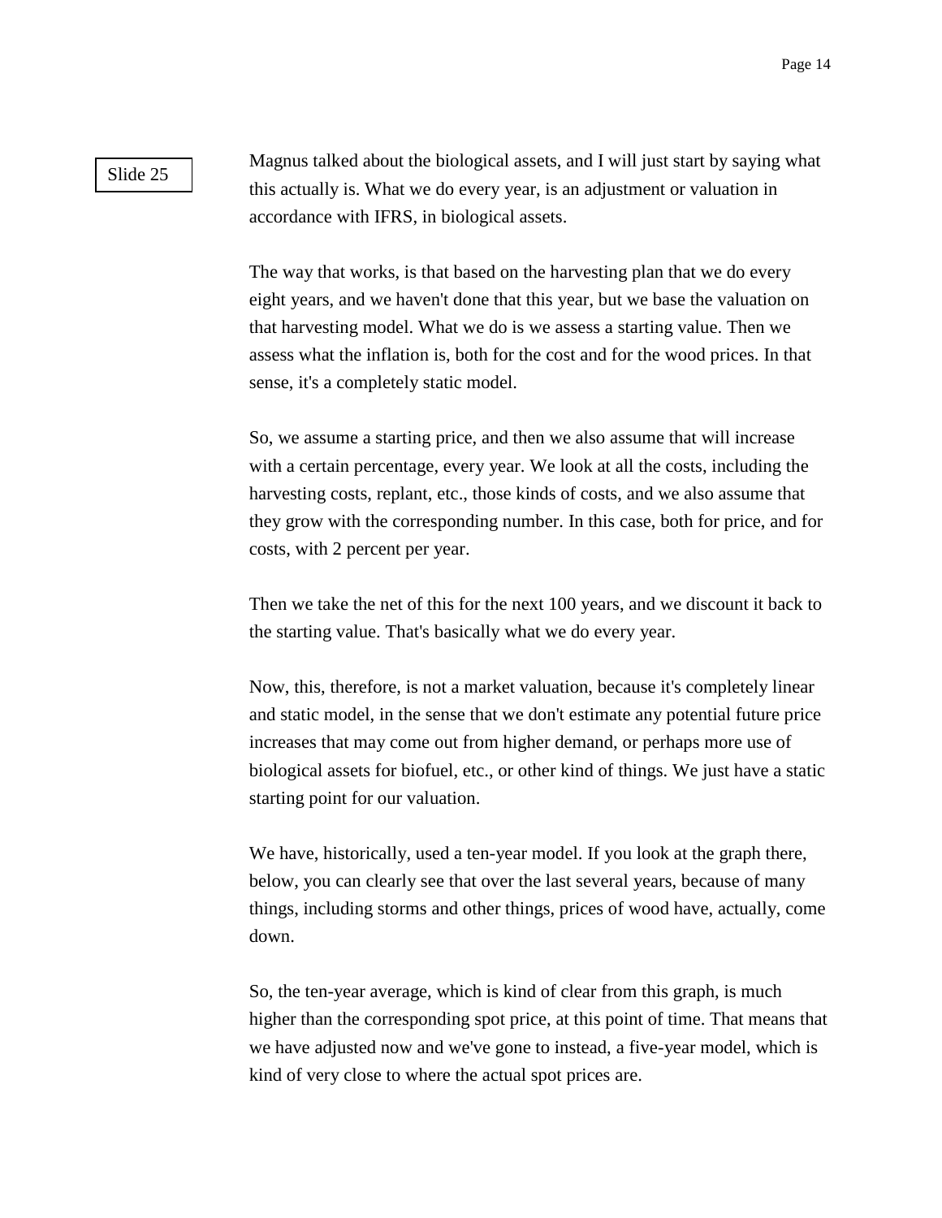Slide 25

Magnus talked about the biological assets, and I will just start by saying what this actually is. What we do every year, is an adjustment or valuation in accordance with IFRS, in biological assets.

The way that works, is that based on the harvesting plan that we do every eight years, and we haven't done that this year, but we base the valuation on that harvesting model. What we do is we assess a starting value. Then we assess what the inflation is, both for the cost and for the wood prices. In that sense, it's a completely static model.

So, we assume a starting price, and then we also assume that will increase with a certain percentage, every year. We look at all the costs, including the harvesting costs, replant, etc., those kinds of costs, and we also assume that they grow with the corresponding number. In this case, both for price, and for costs, with 2 percent per year.

Then we take the net of this for the next 100 years, and we discount it back to the starting value. That's basically what we do every year.

Now, this, therefore, is not a market valuation, because it's completely linear and static model, in the sense that we don't estimate any potential future price increases that may come out from higher demand, or perhaps more use of biological assets for biofuel, etc., or other kind of things. We just have a static starting point for our valuation.

We have, historically, used a ten-year model. If you look at the graph there, below, you can clearly see that over the last several years, because of many things, including storms and other things, prices of wood have, actually, come down.

So, the ten-year average, which is kind of clear from this graph, is much higher than the corresponding spot price, at this point of time. That means that we have adjusted now and we've gone to instead, a five-year model, which is kind of very close to where the actual spot prices are.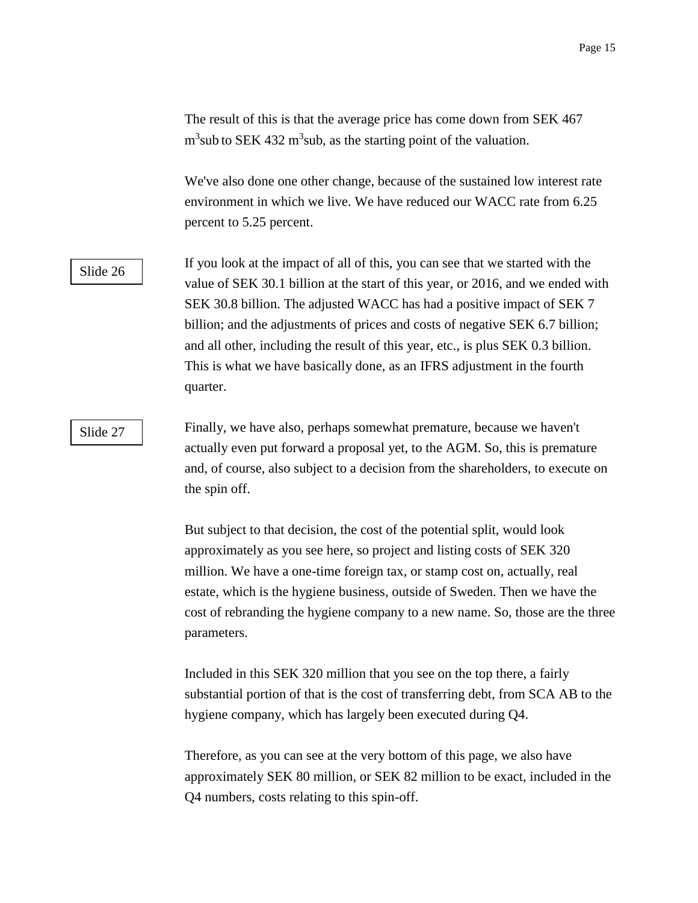The result of this is that the average price has come down from SEK 467 $m^3$sub to SEK 432 $m^3$sub, as the starting point of the valuation.

We've also done one other change, because of the sustained low interest rate environment in which we live. We have reduced our WACC rate from 6.25 percent to 5.25 percent.

Slide 26

If you look at the impact of all of this, you can see that we started with the value of SEK 30.1 billion at the start of this year, or 2016, and we ended with SEK 30.8 billion. The adjusted WACC has had a positive impact of SEK 7 billion; and the adjustments of prices and costs of negative SEK 6.7 billion; and all other, including the result of this year, etc., is plus SEK 0.3 billion. This is what we have basically done, as an IFRS adjustment in the fourth quarter.

Slide 27

Finally, we have also, perhaps somewhat premature, because we haven't actually even put forward a proposal yet, to the AGM. So, this is premature and, of course, also subject to a decision from the shareholders, to execute on the spin off.

But subject to that decision, the cost of the potential split, would look approximately as you see here, so project and listing costs of SEK 320 million. We have a one-time foreign tax, or stamp cost on, actually, real estate, which is the hygiene business, outside of Sweden. Then we have the cost of rebranding the hygiene company to a new name. So, those are the three parameters.

Included in this SEK 320 million that you see on the top there, a fairly substantial portion of that is the cost of transferring debt, from SCA AB to the hygiene company, which has largely been executed during Q4.

Therefore, as you can see at the very bottom of this page, we also have approximately SEK 80 million, or SEK 82 million to be exact, included in the Q4 numbers, costs relating to this spin-off.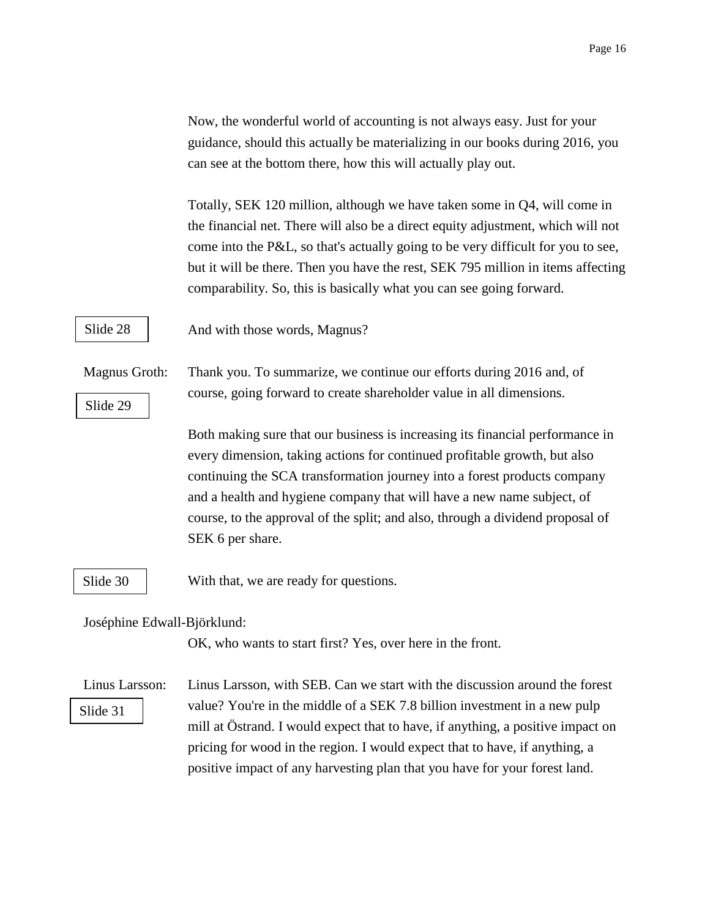Now, the wonderful world of accounting is not always easy. Just for your guidance, should this actually be materializing in our books during 2016, you can see at the bottom there, how this will actually play out.

Totally, SEK 120 million, although we have taken some in Q4, will come in the financial net. There will also be a direct equity adjustment, which will not come into the P&L, so that's actually going to be very difficult for you to see, but it will be there. Then you have the rest, SEK 795 million in items affecting comparability. So, this is basically what you can see going forward.

Slide 28

And with those words, Magnus?

**Magnus Groth:** Thank you. To summarize, we continue our efforts during 2016 and, of course, going forward to create shareholder value in all dimensions.

Slide 29

Both making sure that our business is increasing its financial performance in every dimension, taking actions for continued profitable growth, but also continuing the SCA transformation journey into a forest products company and a health and hygiene company that will have a new name subject, of course, to the approval of the split; and also, through a dividend proposal of SEK 6 per share.

Slide 30

With that, we are ready for questions.

**Joséphine Edwall-Björklund:**

OK, who wants to start first? Yes, over here in the front.

**Linus Larsson:** Linus Larsson, with SEB. Can we start with the discussion around the forest value? You're in the middle of a SEK 7.8 billion investment in a new pulp mill at Östrand. I would expect that to have, if anything, a positive impact on pricing for wood in the region. I would expect that to have, if anything, a positive impact of any harvesting plan that you have for your forest land.

Slide 31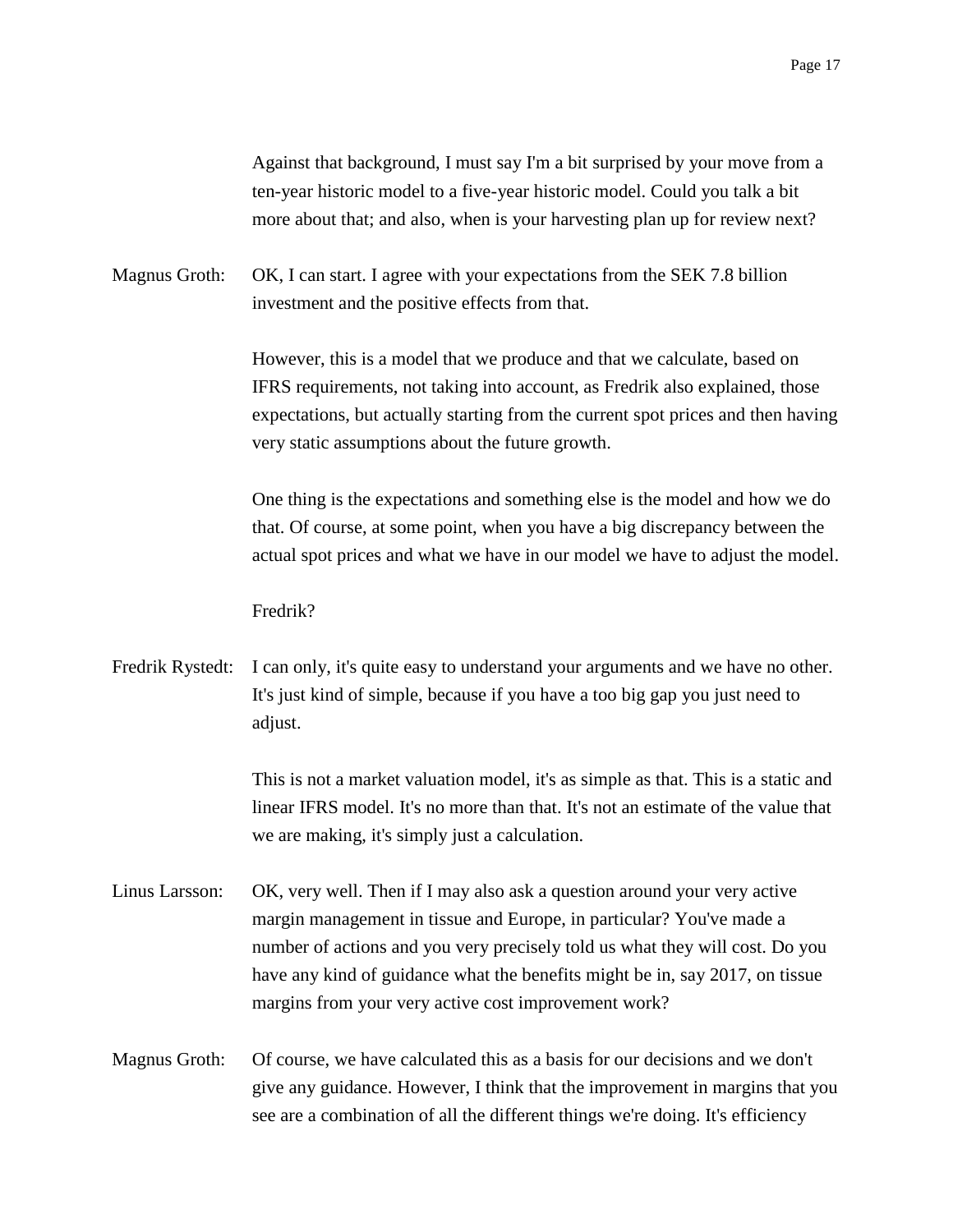Against that background, I must say I'm a bit surprised by your move from a ten-year historic model to a five-year historic model. Could you talk a bit more about that; and also, when is your harvesting plan up for review next?

Magnus Groth: OK, I can start. I agree with your expectations from the SEK 7.8 billion investment and the positive effects from that.

However, this is a model that we produce and that we calculate, based on IFRS requirements, not taking into account, as Fredrik also explained, those expectations, but actually starting from the current spot prices and then having very static assumptions about the future growth.

One thing is the expectations and something else is the model and how we do that. Of course, at some point, when you have a big discrepancy between the actual spot prices and what we have in our model we have to adjust the model.

Fredrik?

Fredrik Rystedt: I can only, it's quite easy to understand your arguments and we have no other. It's just kind of simple, because if you have a too big gap you just need to adjust.

This is not a market valuation model, it's as simple as that. This is a static and linear IFRS model. It's no more than that. It's not an estimate of the value that we are making, it's simply just a calculation.

Linus Larsson: OK, very well. Then if I may also ask a question around your very active margin management in tissue and Europe, in particular? You've made a number of actions and you very precisely told us what they will cost. Do you have any kind of guidance what the benefits might be in, say 2017, on tissue margins from your very active cost improvement work?

Magnus Groth: Of course, we have calculated this as a basis for our decisions and we don't give any guidance. However, I think that the improvement in margins that you see are a combination of all the different things we're doing. It's efficiency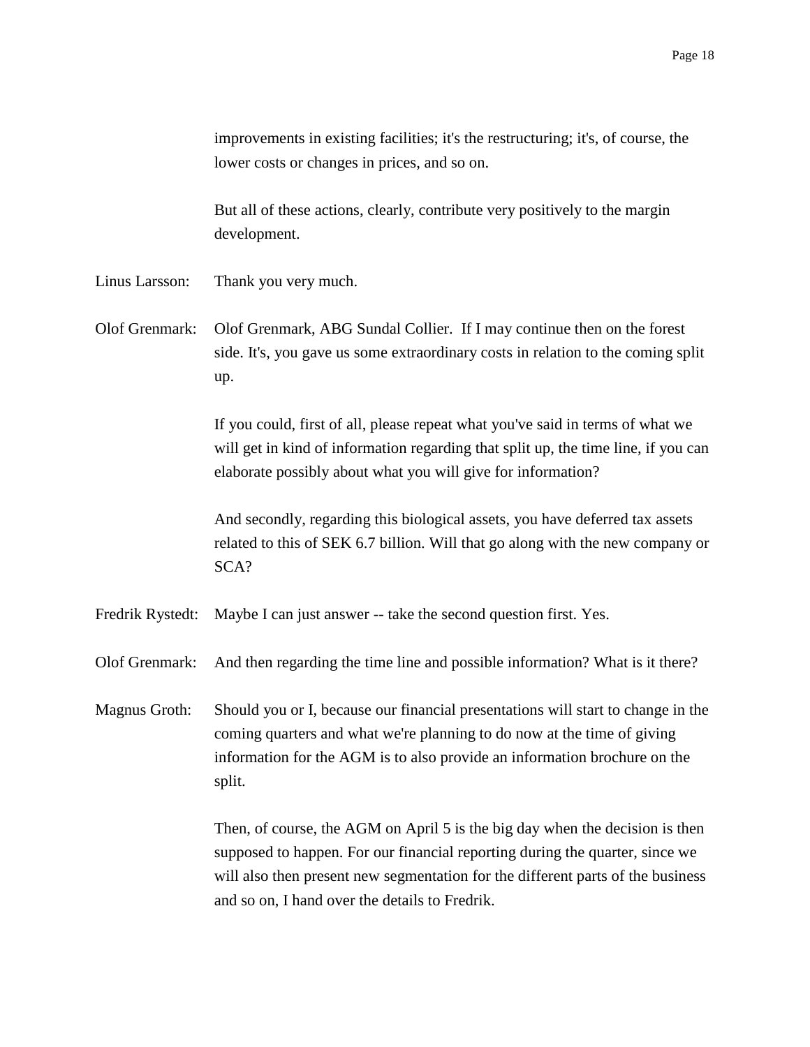improvements in existing facilities; it's the restructuring; it's, of course, the lower costs or changes in prices, and so on.

But all of these actions, clearly, contribute very positively to the margin development.

Linus Larsson: Thank you very much.

Olof Grenmark: Olof Grenmark, ABG Sundal Collier. If I may continue then on the forest side. It's, you gave us some extraordinary costs in relation to the coming split up.

If you could, first of all, please repeat what you've said in terms of what we will get in kind of information regarding that split up, the time line, if you can elaborate possibly about what you will give for information?

And secondly, regarding this biological assets, you have deferred tax assets related to this of SEK 6.7 billion. Will that go along with the new company or SCA?

Fredrik Rystedt: Maybe I can just answer -- take the second question first. Yes.

Olof Grenmark: And then regarding the time line and possible information? What is it there?

Magnus Groth: Should you or I, because our financial presentations will start to change in the coming quarters and what we're planning to do now at the time of giving information for the AGM is to also provide an information brochure on the split.

Then, of course, the AGM on April 5 is the big day when the decision is then supposed to happen. For our financial reporting during the quarter, since we will also then present new segmentation for the different parts of the business and so on, I hand over the details to Fredrik.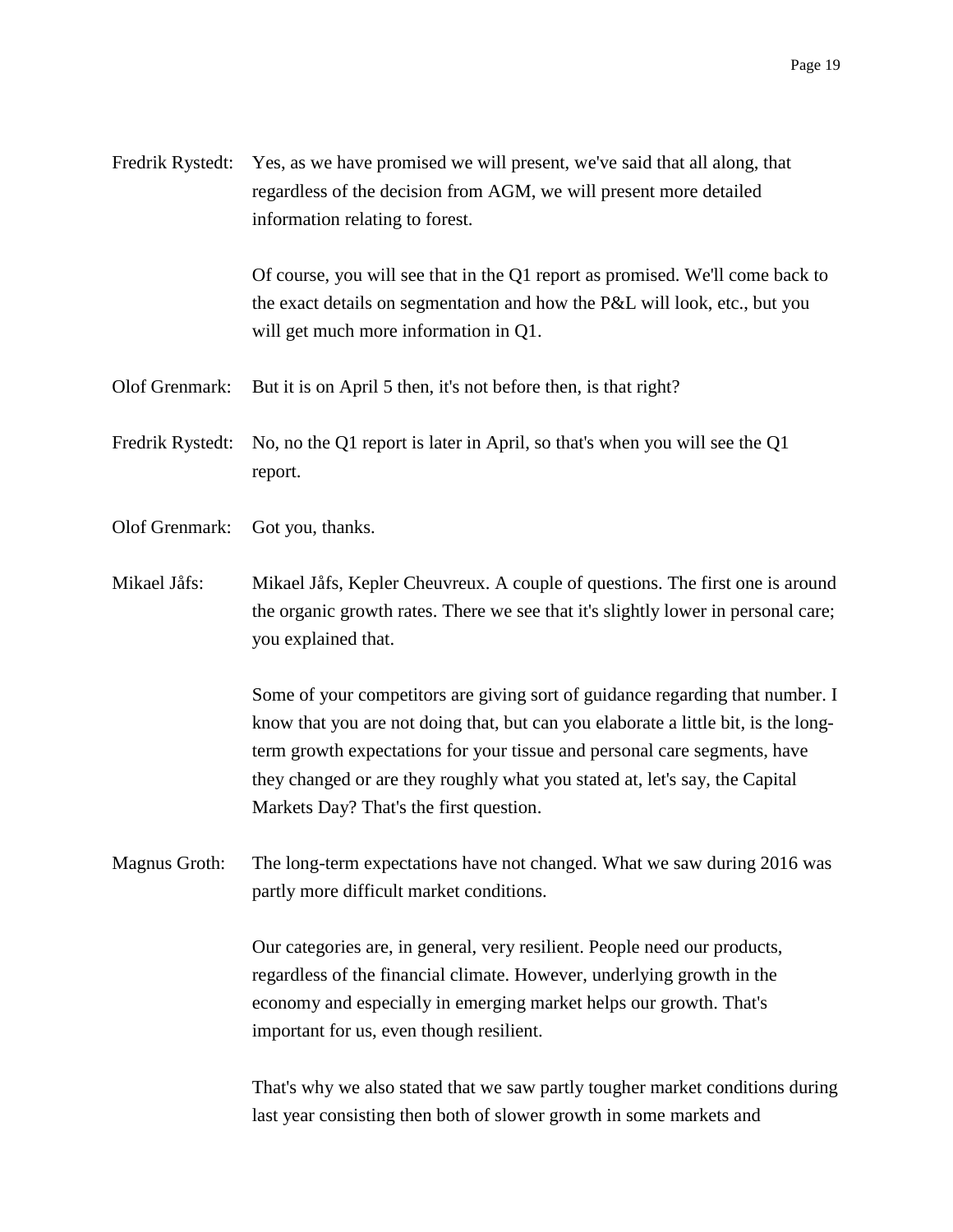Fredrik Rystedt: Yes, as we have promised we will present, we've said that all along, that regardless of the decision from AGM, we will present more detailed information relating to forest.

Of course, you will see that in the Q1 report as promised. We'll come back to the exact details on segmentation and how the P&L will look, etc., but you will get much more information in Q1.

Olof Grenmark: But it is on April 5 then, it's not before then, is that right?

Fredrik Rystedt: No, no the Q1 report is later in April, so that's when you will see the Q1 report.

Olof Grenmark: Got you, thanks.

Mikael Jåfs: Mikael Jåfs, Kepler Cheuvreux. A couple of questions. The first one is around the organic growth rates. There we see that it's slightly lower in personal care; you explained that.

Some of your competitors are giving sort of guidance regarding that number. I know that you are not doing that, but can you elaborate a little bit, is the long-term growth expectations for your tissue and personal care segments, have they changed or are they roughly what you stated at, let's say, the Capital Markets Day? That's the first question.

Magnus Groth: The long-term expectations have not changed. What we saw during 2016 was partly more difficult market conditions.

Our categories are, in general, very resilient. People need our products, regardless of the financial climate. However, underlying growth in the economy and especially in emerging market helps our growth. That's important for us, even though resilient.

That's why we also stated that we saw partly tougher market conditions during last year consisting then both of slower growth in some markets and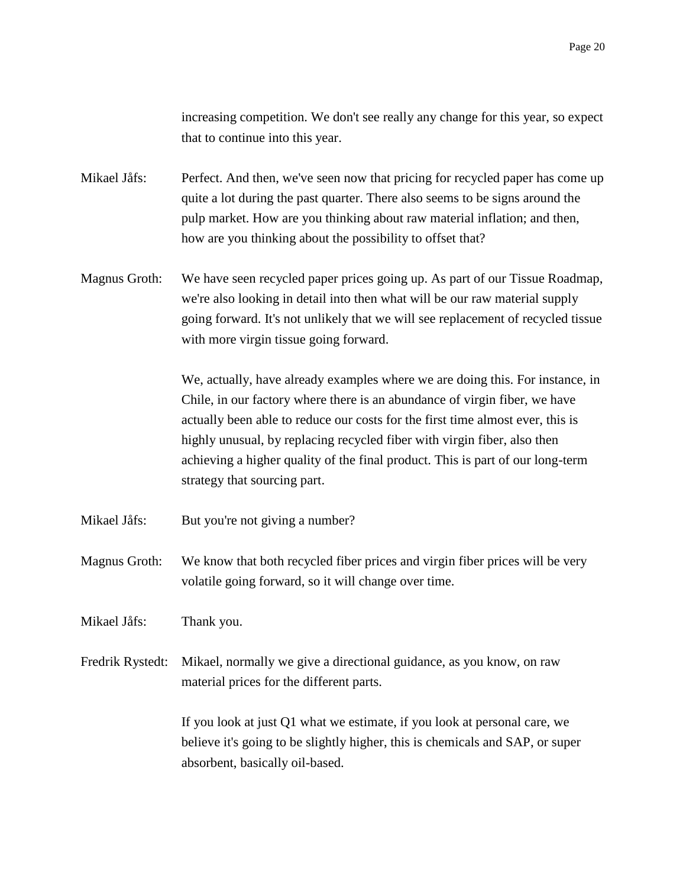increasing competition. We don't see really any change for this year, so expect that to continue into this year.

Mikael Jåfs: Perfect. And then, we've seen now that pricing for recycled paper has come up quite a lot during the past quarter. There also seems to be signs around the pulp market. How are you thinking about raw material inflation; and then, how are you thinking about the possibility to offset that?

Magnus Groth: We have seen recycled paper prices going up. As part of our Tissue Roadmap, we're also looking in detail into then what will be our raw material supply going forward. It's not unlikely that we will see replacement of recycled tissue with more virgin tissue going forward.

We, actually, have already examples where we are doing this. For instance, in Chile, in our factory where there is an abundance of virgin fiber, we have actually been able to reduce our costs for the first time almost ever, this is highly unusual, by replacing recycled fiber with virgin fiber, also then achieving a higher quality of the final product. This is part of our long-term strategy that sourcing part.

Mikael Jåfs: But you're not giving a number?

Magnus Groth: We know that both recycled fiber prices and virgin fiber prices will be very volatile going forward, so it will change over time.

Mikael Jåfs: Thank you.

Fredrik Rystedt: Mikael, normally we give a directional guidance, as you know, on raw material prices for the different parts.

If you look at just Q1 what we estimate, if you look at personal care, we believe it's going to be slightly higher, this is chemicals and SAP, or super absorbent, basically oil-based.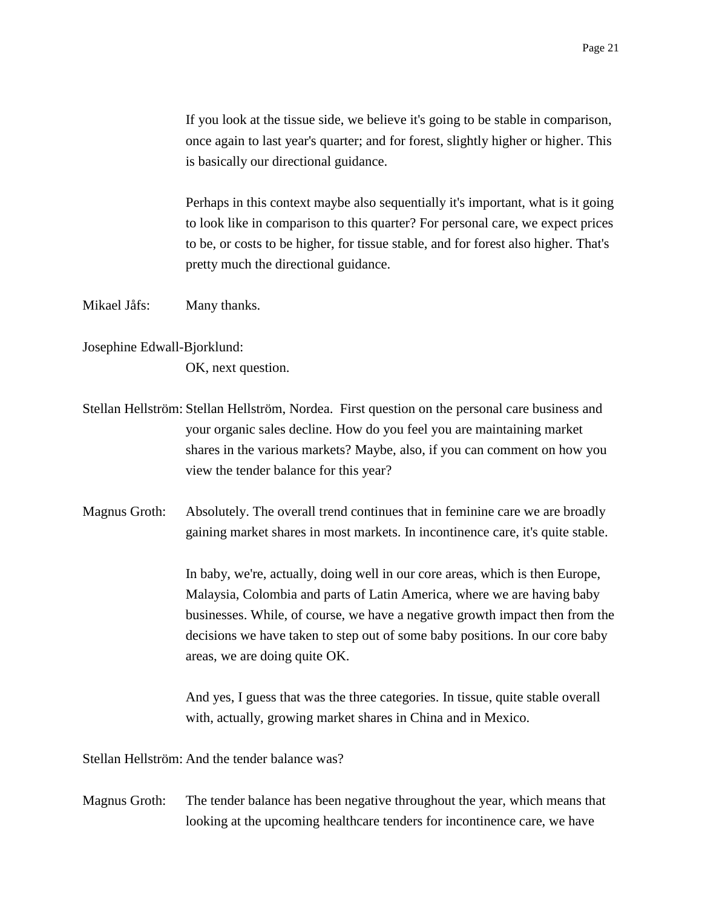If you look at the tissue side, we believe it's going to be stable in comparison, once again to last year's quarter; and for forest, slightly higher or higher. This is basically our directional guidance.

Perhaps in this context maybe also sequentially it's important, what is it going to look like in comparison to this quarter? For personal care, we expect prices to be, or costs to be higher, for tissue stable, and for forest also higher. That's pretty much the directional guidance.

Mikael Jåfs: Many thanks.

Josephine Edwall-Bjorklund: OK, next question.

Stellan Hellström: Stellan Hellström, Nordea. First question on the personal care business and your organic sales decline. How do you feel you are maintaining market shares in the various markets? Maybe, also, if you can comment on how you view the tender balance for this year?

Magnus Groth: Absolutely. The overall trend continues that in feminine care we are broadly gaining market shares in most markets. In incontinence care, it's quite stable.

In baby, we're, actually, doing well in our core areas, which is then Europe, Malaysia, Colombia and parts of Latin America, where we are having baby businesses. While, of course, we have a negative growth impact then from the decisions we have taken to step out of some baby positions. In our core baby areas, we are doing quite OK.

And yes, I guess that was the three categories. In tissue, quite stable overall with, actually, growing market shares in China and in Mexico.

Stellan Hellström: And the tender balance was?

Magnus Groth: The tender balance has been negative throughout the year, which means that looking at the upcoming healthcare tenders for incontinence care, we have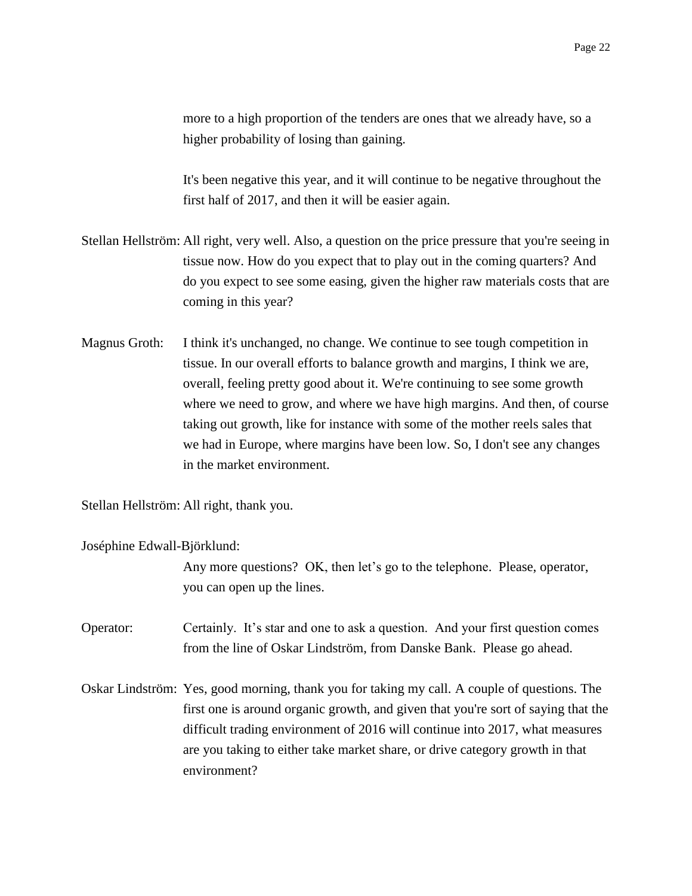more to a high proportion of the tenders are ones that we already have, so a higher probability of losing than gaining.

It's been negative this year, and it will continue to be negative throughout the first half of 2017, and then it will be easier again.

Stellan Hellström: All right, very well. Also, a question on the price pressure that you're seeing in tissue now. How do you expect that to play out in the coming quarters? And do you expect to see some easing, given the higher raw materials costs that are coming in this year?

Magnus Groth: I think it's unchanged, no change. We continue to see tough competition in tissue. In our overall efforts to balance growth and margins, I think we are, overall, feeling pretty good about it. We're continuing to see some growth where we need to grow, and where we have high margins. And then, of course taking out growth, like for instance with some of the mother reels sales that we had in Europe, where margins have been low. So, I don't see any changes in the market environment.

Stellan Hellström: All right, thank you.

Joséphine Edwall-Björklund:
Any more questions? OK, then let's go to the telephone. Please, operator, you can open up the lines.

Operator: Certainly. It's star and one to ask a question. And your first question comes from the line of Oskar Lindström, from Danske Bank. Please go ahead.

Oskar Lindström: Yes, good morning, thank you for taking my call. A couple of questions. The first one is around organic growth, and given that you're sort of saying that the difficult trading environment of 2016 will continue into 2017, what measures are you taking to either take market share, or drive category growth in that environment?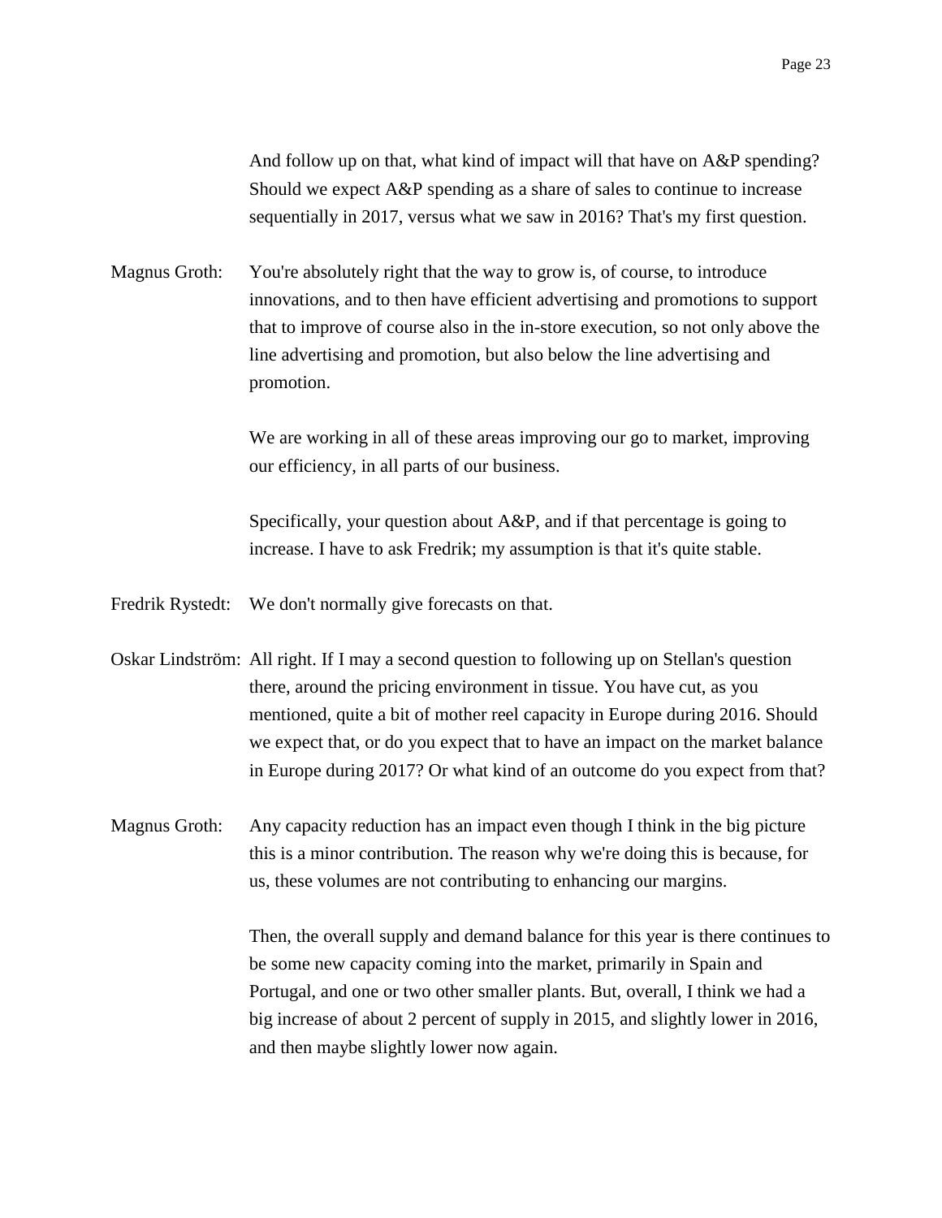And follow up on that, what kind of impact will that have on A&P spending? Should we expect A&P spending as a share of sales to continue to increase sequentially in 2017, versus what we saw in 2016? That's my first question.

Magnus Groth: You're absolutely right that the way to grow is, of course, to introduce innovations, and to then have efficient advertising and promotions to support that to improve of course also in the in-store execution, so not only above the line advertising and promotion, but also below the line advertising and promotion.

We are working in all of these areas improving our go to market, improving our efficiency, in all parts of our business.

Specifically, your question about A&P, and if that percentage is going to increase. I have to ask Fredrik; my assumption is that it's quite stable.

Fredrik Rystedt: We don't normally give forecasts on that.

Oskar Lindström: All right. If I may a second question to following up on Stellan's question there, around the pricing environment in tissue. You have cut, as you mentioned, quite a bit of mother reel capacity in Europe during 2016. Should we expect that, or do you expect that to have an impact on the market balance in Europe during 2017? Or what kind of an outcome do you expect from that?

Magnus Groth: Any capacity reduction has an impact even though I think in the big picture this is a minor contribution. The reason why we're doing this is because, for us, these volumes are not contributing to enhancing our margins.

Then, the overall supply and demand balance for this year is there continues to be some new capacity coming into the market, primarily in Spain and Portugal, and one or two other smaller plants. But, overall, I think we had a big increase of about 2 percent of supply in 2015, and slightly lower in 2016, and then maybe slightly lower now again.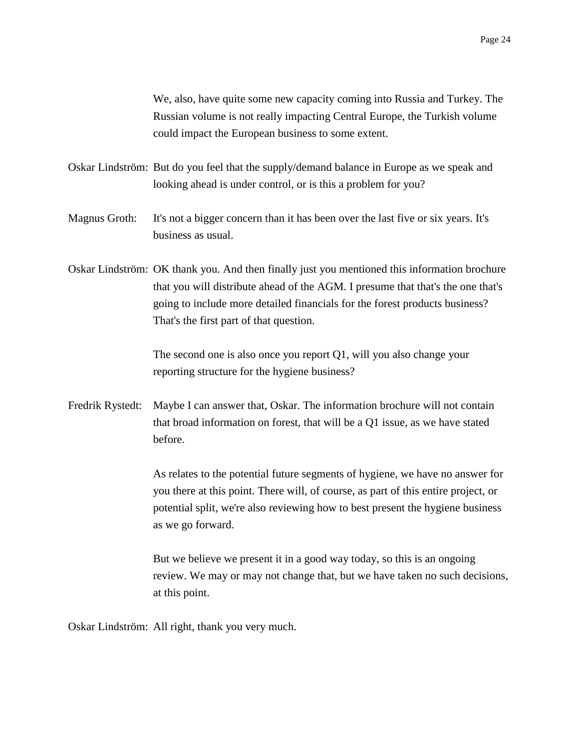We, also, have quite some new capacity coming into Russia and Turkey. The Russian volume is not really impacting Central Europe, the Turkish volume could impact the European business to some extent.

Oskar Lindström: But do you feel that the supply/demand balance in Europe as we speak and looking ahead is under control, or is this a problem for you?

Magnus Groth: It's not a bigger concern than it has been over the last five or six years. It's business as usual.

Oskar Lindström: OK thank you. And then finally just you mentioned this information brochure that you will distribute ahead of the AGM. I presume that that's the one that's going to include more detailed financials for the forest products business? That's the first part of that question.

The second one is also once you report Q1, will you also change your reporting structure for the hygiene business?

Fredrik Rystedt: Maybe I can answer that, Oskar. The information brochure will not contain that broad information on forest, that will be a Q1 issue, as we have stated before.

As relates to the potential future segments of hygiene, we have no answer for you there at this point. There will, of course, as part of this entire project, or potential split, we're also reviewing how to best present the hygiene business as we go forward.

But we believe we present it in a good way today, so this is an ongoing review. We may or may not change that, but we have taken no such decisions, at this point.

Oskar Lindström: All right, thank you very much.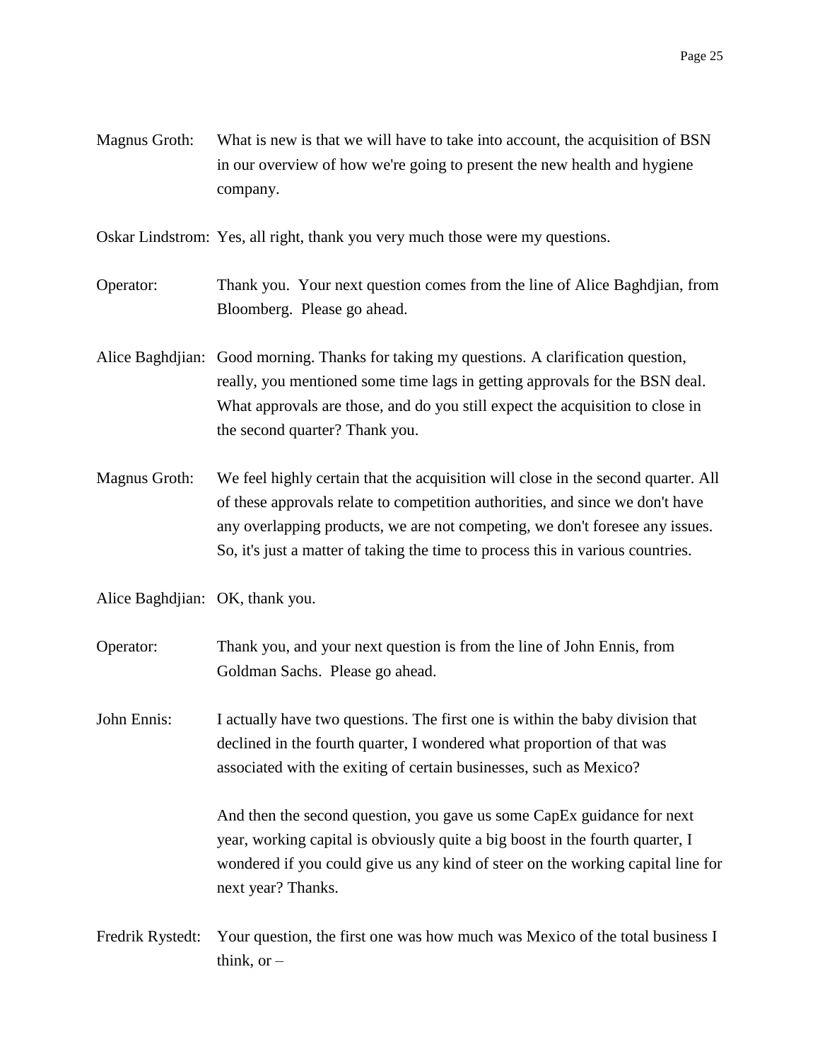Magnus Groth: What is new is that we will have to take into account, the acquisition of BSN in our overview of how we're going to present the new health and hygiene company.

Oskar Lindstrom: Yes, all right, thank you very much those were my questions.

Operator: Thank you. Your next question comes from the line of Alice Baghdjian, from Bloomberg. Please go ahead.

Alice Baghdjian: Good morning. Thanks for taking my questions. A clarification question, really, you mentioned some time lags in getting approvals for the BSN deal. What approvals are those, and do you still expect the acquisition to close in the second quarter? Thank you.

Magnus Groth: We feel highly certain that the acquisition will close in the second quarter. All of these approvals relate to competition authorities, and since we don't have any overlapping products, we are not competing, we don't foresee any issues. So, it's just a matter of taking the time to process this in various countries.

Alice Baghdjian: OK, thank you.

Operator: Thank you, and your next question is from the line of John Ennis, from Goldman Sachs. Please go ahead.

John Ennis: I actually have two questions. The first one is within the baby division that declined in the fourth quarter, I wondered what proportion of that was associated with the exiting of certain businesses, such as Mexico?

And then the second question, you gave us some CapEx guidance for next year, working capital is obviously quite a big boost in the fourth quarter, I wondered if you could give us any kind of steer on the working capital line for next year? Thanks.

Fredrik Rystedt: Your question, the first one was how much was Mexico of the total business I think, or –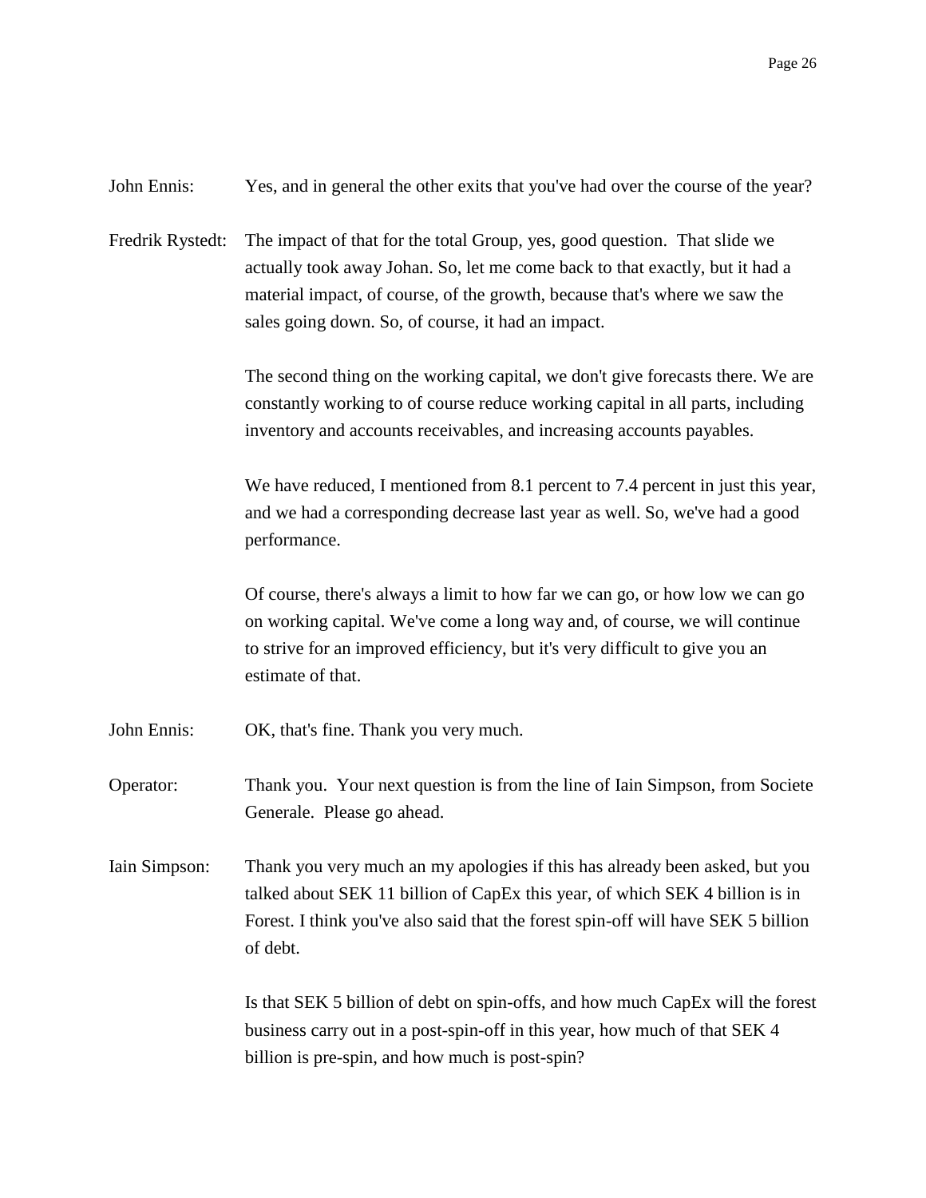John Ennis: Yes, and in general the other exits that you've had over the course of the year?

Fredrik Rystedt: The impact of that for the total Group, yes, good question. That slide we actually took away Johan. So, let me come back to that exactly, but it had a material impact, of course, of the growth, because that's where we saw the sales going down. So, of course, it had an impact.

The second thing on the working capital, we don't give forecasts there. We are constantly working to of course reduce working capital in all parts, including inventory and accounts receivables, and increasing accounts payables.

We have reduced, I mentioned from 8.1 percent to 7.4 percent in just this year, and we had a corresponding decrease last year as well. So, we've had a good performance.

Of course, there's always a limit to how far we can go, or how low we can go on working capital. We've come a long way and, of course, we will continue to strive for an improved efficiency, but it's very difficult to give you an estimate of that.

John Ennis: OK, that's fine. Thank you very much.

Operator: Thank you. Your next question is from the line of Iain Simpson, from Societe Generale. Please go ahead.

Iain Simpson: Thank you very much an my apologies if this has already been asked, but you talked about SEK 11 billion of CapEx this year, of which SEK 4 billion is in Forest. I think you've also said that the forest spin-off will have SEK 5 billion of debt.

Is that SEK 5 billion of debt on spin-offs, and how much CapEx will the forest business carry out in a post-spin-off in this year, how much of that SEK 4 billion is pre-spin, and how much is post-spin?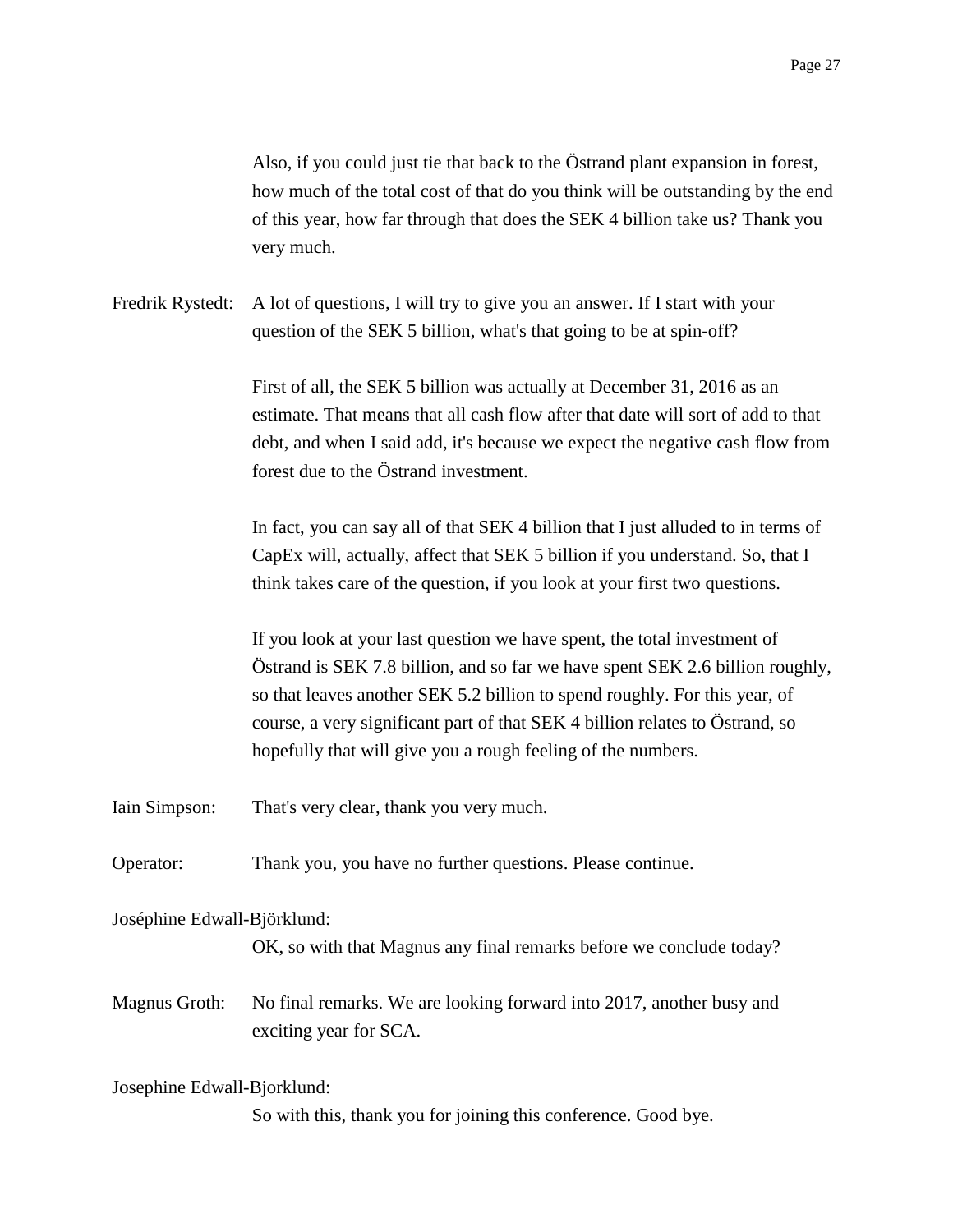Also, if you could just tie that back to the Östrand plant expansion in forest, how much of the total cost of that do you think will be outstanding by the end of this year, how far through that does the SEK 4 billion take us? Thank you very much.

Fredrik Rystedt: A lot of questions, I will try to give you an answer. If I start with your question of the SEK 5 billion, what's that going to be at spin-off?

First of all, the SEK 5 billion was actually at December 31, 2016 as an estimate. That means that all cash flow after that date will sort of add to that debt, and when I said add, it's because we expect the negative cash flow from forest due to the Östrand investment.

In fact, you can say all of that SEK 4 billion that I just alluded to in terms of CapEx will, actually, affect that SEK 5 billion if you understand. So, that I think takes care of the question, if you look at your first two questions.

If you look at your last question we have spent, the total investment of Östrand is SEK 7.8 billion, and so far we have spent SEK 2.6 billion roughly, so that leaves another SEK 5.2 billion to spend roughly. For this year, of course, a very significant part of that SEK 4 billion relates to Östrand, so hopefully that will give you a rough feeling of the numbers.

Iain Simpson: That's very clear, thank you very much.

Operator: Thank you, you have no further questions. Please continue.

Joséphine Edwall-Björklund:

OK, so with that Magnus any final remarks before we conclude today?

Magnus Groth: No final remarks. We are looking forward into 2017, another busy and exciting year for SCA.

Josephine Edwall-Bjorklund:

So with this, thank you for joining this conference. Good bye.